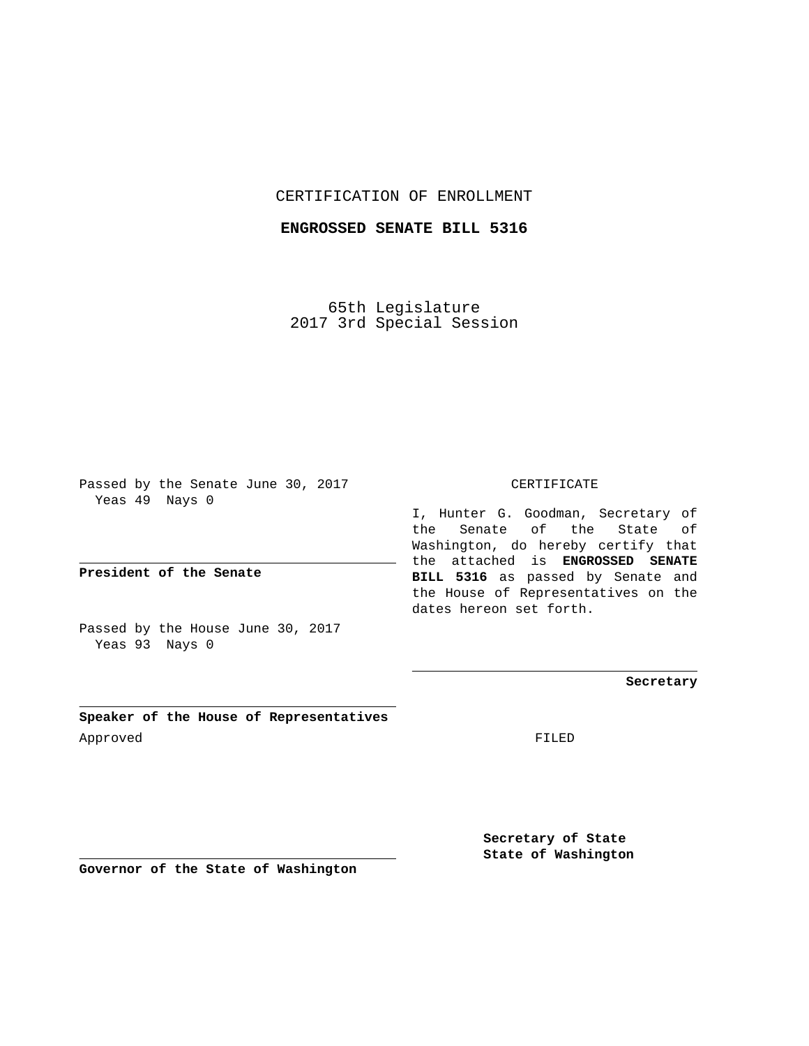CERTIFICATION OF ENROLLMENT

**ENGROSSED SENATE BILL 5316**

65th Legislature
2017 3rd Special Session

Passed by the Senate June 30, 2017
Yeas 49 Nays 0

**President of the Senate**

Passed by the House June 30, 2017
Yeas 93 Nays 0

**Speaker of the House of Representatives**

Approved

**Governor of the State of Washington**

CERTIFICATE

I, Hunter G. Goodman, Secretary of the Senate of the State of Washington, do hereby certify that the attached is **ENGROSSED SENATE BILL 5316** as passed by Senate and the House of Representatives on the dates hereon set forth.

**Secretary**

FILED

**Secretary of State**
**State of Washington**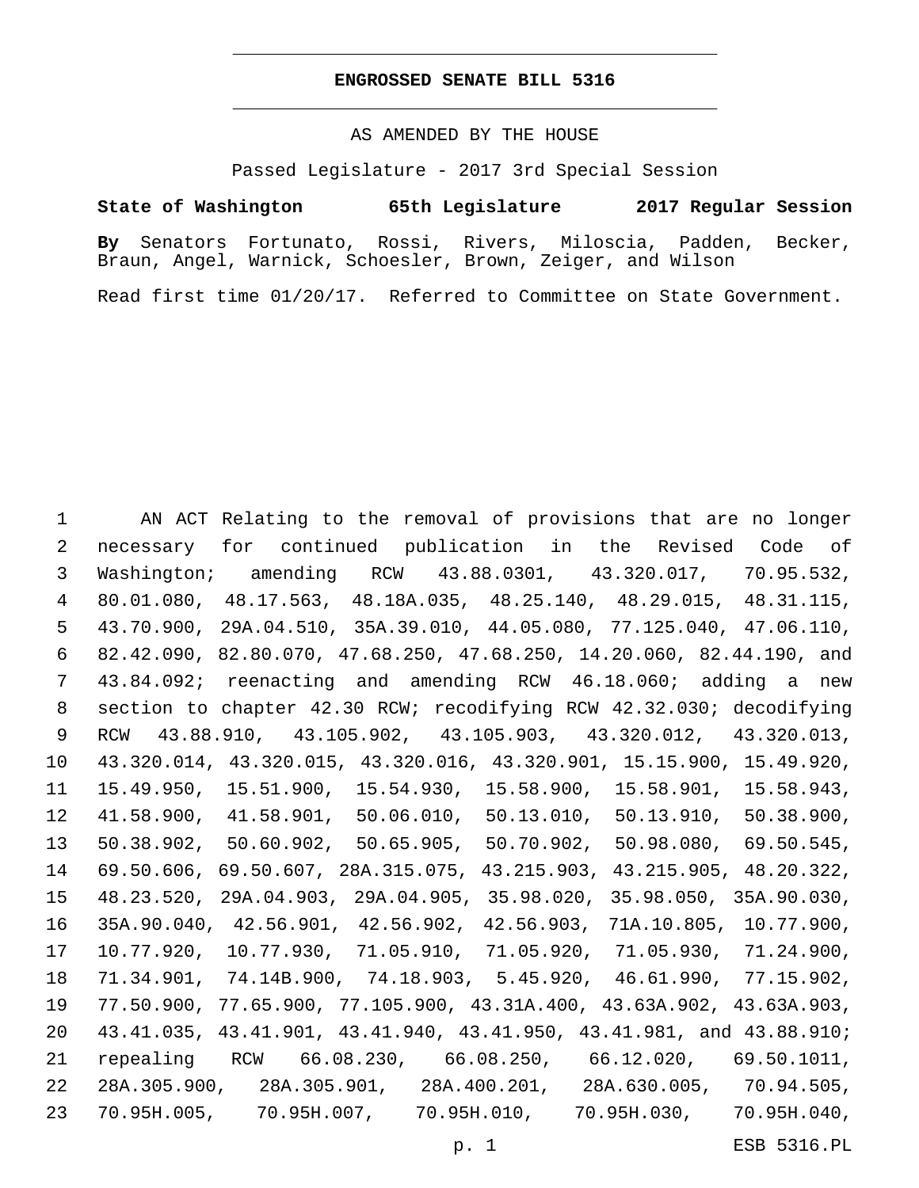**ENGROSSED SENATE BILL 5316**

AS AMENDED BY THE HOUSE

Passed Legislature - 2017 3rd Special Session

**State of Washington 65th Legislature 2017 Regular Session**

**By** Senators Fortunato, Rossi, Rivers, Miloscia, Padden, Becker, Braun, Angel, Warnick, Schoesler, Brown, Zeiger, and Wilson

Read first time 01/20/17. Referred to Committee on State Government.

1 AN ACT Relating to the removal of provisions that are no longer
2 necessary for continued publication in the Revised Code of
3 Washington; amending RCW 43.88.0301, 43.320.017, 70.95.532,
4 80.01.080, 48.17.563, 48.18A.035, 48.25.140, 48.29.015, 48.31.115,
5 43.70.900, 29A.04.510, 35A.39.010, 44.05.080, 77.125.040, 47.06.110,
6 82.42.090, 82.80.070, 47.68.250, 47.68.250, 14.20.060, 82.44.190, and
7 43.84.092; reenacting and amending RCW 46.18.060; adding a new
8 section to chapter 42.30 RCW; recodifying RCW 42.32.030; decodifying
9 RCW 43.88.910, 43.105.902, 43.105.903, 43.320.012, 43.320.013,
10 43.320.014, 43.320.015, 43.320.016, 43.320.901, 15.15.900, 15.49.920,
11 15.49.950, 15.51.900, 15.54.930, 15.58.900, 15.58.901, 15.58.943,
12 41.58.900, 41.58.901, 50.06.010, 50.13.010, 50.13.910, 50.38.900,
13 50.38.902, 50.60.902, 50.65.905, 50.70.902, 50.98.080, 69.50.545,
14 69.50.606, 69.50.607, 28A.315.075, 43.215.903, 43.215.905, 48.20.322,
15 48.23.520, 29A.04.903, 29A.04.905, 35.98.020, 35.98.050, 35A.90.030,
16 35A.90.040, 42.56.901, 42.56.902, 42.56.903, 71A.10.805, 10.77.900,
17 10.77.920, 10.77.930, 71.05.910, 71.05.920, 71.05.930, 71.24.900,
18 71.34.901, 74.14B.900, 74.18.903, 5.45.920, 46.61.990, 77.15.902,
19 77.50.900, 77.65.900, 77.105.900, 43.31A.400, 43.63A.902, 43.63A.903,
20 43.41.035, 43.41.901, 43.41.940, 43.41.950, 43.41.981, and 43.88.910;
21 repealing RCW 66.08.230, 66.08.250, 66.12.020, 69.50.1011,
22 28A.305.900, 28A.305.901, 28A.400.201, 28A.630.005, 70.94.505,
23 70.95H.005, 70.95H.007, 70.95H.010, 70.95H.030, 70.95H.040,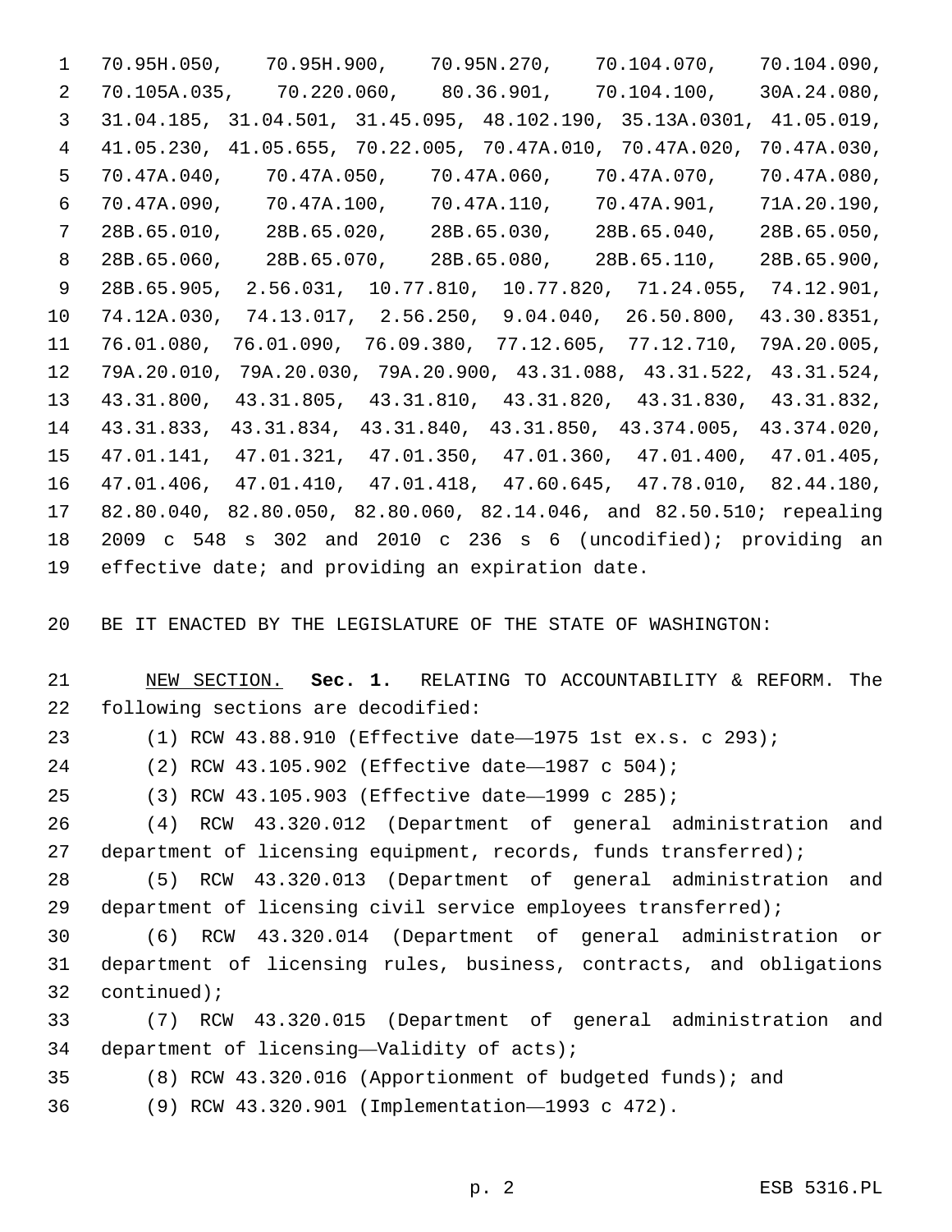70.95H.050, 70.95H.900, 70.95N.270, 70.104.070, 70.104.090, 70.105A.035, 70.220.060, 80.36.901, 70.104.100, 30A.24.080, 31.04.185, 31.04.501, 31.45.095, 48.102.190, 35.13A.0301, 41.05.019, 41.05.230, 41.05.655, 70.22.005, 70.47A.010, 70.47A.020, 70.47A.030, 70.47A.040, 70.47A.050, 70.47A.060, 70.47A.070, 70.47A.080, 70.47A.090, 70.47A.100, 70.47A.110, 70.47A.901, 71A.20.190, 28B.65.010, 28B.65.020, 28B.65.030, 28B.65.040, 28B.65.050, 28B.65.060, 28B.65.070, 28B.65.080, 28B.65.110, 28B.65.900, 28B.65.905, 2.56.031, 10.77.810, 10.77.820, 71.24.055, 74.12.901, 74.12A.030, 74.13.017, 2.56.250, 9.04.040, 26.50.800, 43.30.8351, 76.01.080, 76.01.090, 76.09.380, 77.12.605, 77.12.710, 79A.20.005, 79A.20.010, 79A.20.030, 79A.20.900, 43.31.088, 43.31.522, 43.31.524, 43.31.800, 43.31.805, 43.31.810, 43.31.820, 43.31.830, 43.31.832, 43.31.833, 43.31.834, 43.31.840, 43.31.850, 43.374.005, 43.374.020, 47.01.141, 47.01.321, 47.01.350, 47.01.360, 47.01.400, 47.01.405, 47.01.406, 47.01.410, 47.01.418, 47.60.645, 47.78.010, 82.44.180, 82.80.040, 82.80.050, 82.80.060, 82.14.046, and 82.50.510; repealing 2009 c 548 s 302 and 2010 c 236 s 6 (uncodified); providing an effective date; and providing an expiration date.

BE IT ENACTED BY THE LEGISLATURE OF THE STATE OF WASHINGTON:

NEW SECTION. **Sec. 1.** RELATING TO ACCOUNTABILITY & REFORM. The following sections are decodified:

(1) RCW 43.88.910 (Effective date—1975 1st ex.s. c 293);

(2) RCW 43.105.902 (Effective date—1987 c 504);

(3) RCW 43.105.903 (Effective date—1999 c 285);

(4) RCW 43.320.012 (Department of general administration and department of licensing equipment, records, funds transferred);

(5) RCW 43.320.013 (Department of general administration and department of licensing civil service employees transferred);

(6) RCW 43.320.014 (Department of general administration or department of licensing rules, business, contracts, and obligations continued);

(7) RCW 43.320.015 (Department of general administration and department of licensing—Validity of acts);

(8) RCW 43.320.016 (Apportionment of budgeted funds); and

(9) RCW 43.320.901 (Implementation—1993 c 472).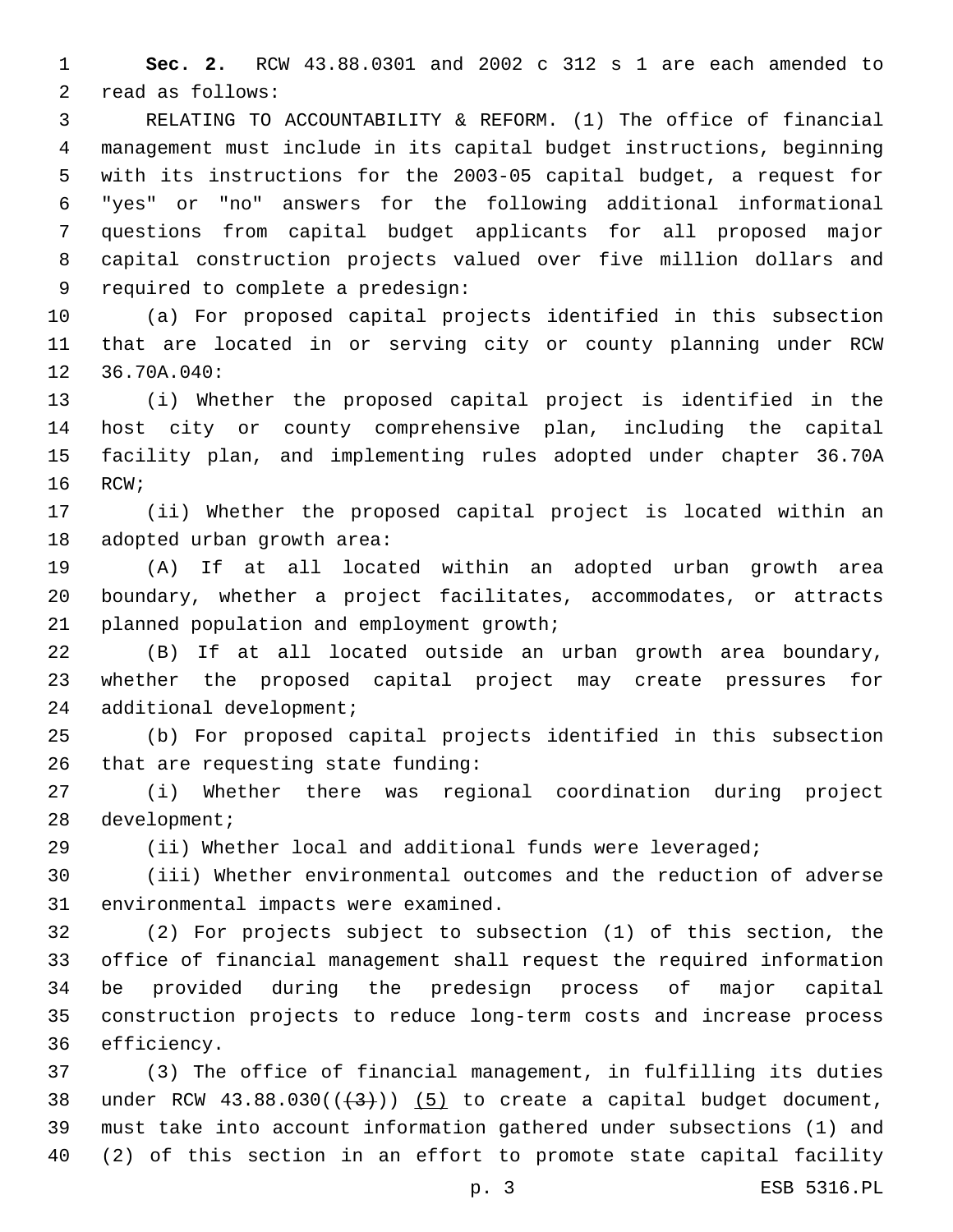**Sec. 2.** RCW 43.88.0301 and 2002 c 312 s 1 are each amended to read as follows:

RELATING TO ACCOUNTABILITY & REFORM. (1) The office of financial management must include in its capital budget instructions, beginning with its instructions for the 2003-05 capital budget, a request for "yes" or "no" answers for the following additional informational questions from capital budget applicants for all proposed major capital construction projects valued over five million dollars and required to complete a predesign:

(a) For proposed capital projects identified in this subsection that are located in or serving city or county planning under RCW 36.70A.040:

(i) Whether the proposed capital project is identified in the host city or county comprehensive plan, including the capital facility plan, and implementing rules adopted under chapter 36.70A RCW;

(ii) Whether the proposed capital project is located within an adopted urban growth area:

(A) If at all located within an adopted urban growth area boundary, whether a project facilitates, accommodates, or attracts planned population and employment growth;

(B) If at all located outside an urban growth area boundary, whether the proposed capital project may create pressures for additional development;

(b) For proposed capital projects identified in this subsection that are requesting state funding:

(i) Whether there was regional coordination during project development;

(ii) Whether local and additional funds were leveraged;

(iii) Whether environmental outcomes and the reduction of adverse environmental impacts were examined.

(2) For projects subject to subsection (1) of this section, the office of financial management shall request the required information be provided during the predesign process of major capital construction projects to reduce long-term costs and increase process efficiency.

(3) The office of financial management, in fulfilling its duties under RCW 43.88.030((~~(3)~~)) <u>(5)</u> to create a capital budget document, must take into account information gathered under subsections (1) and (2) of this section in an effort to promote state capital facility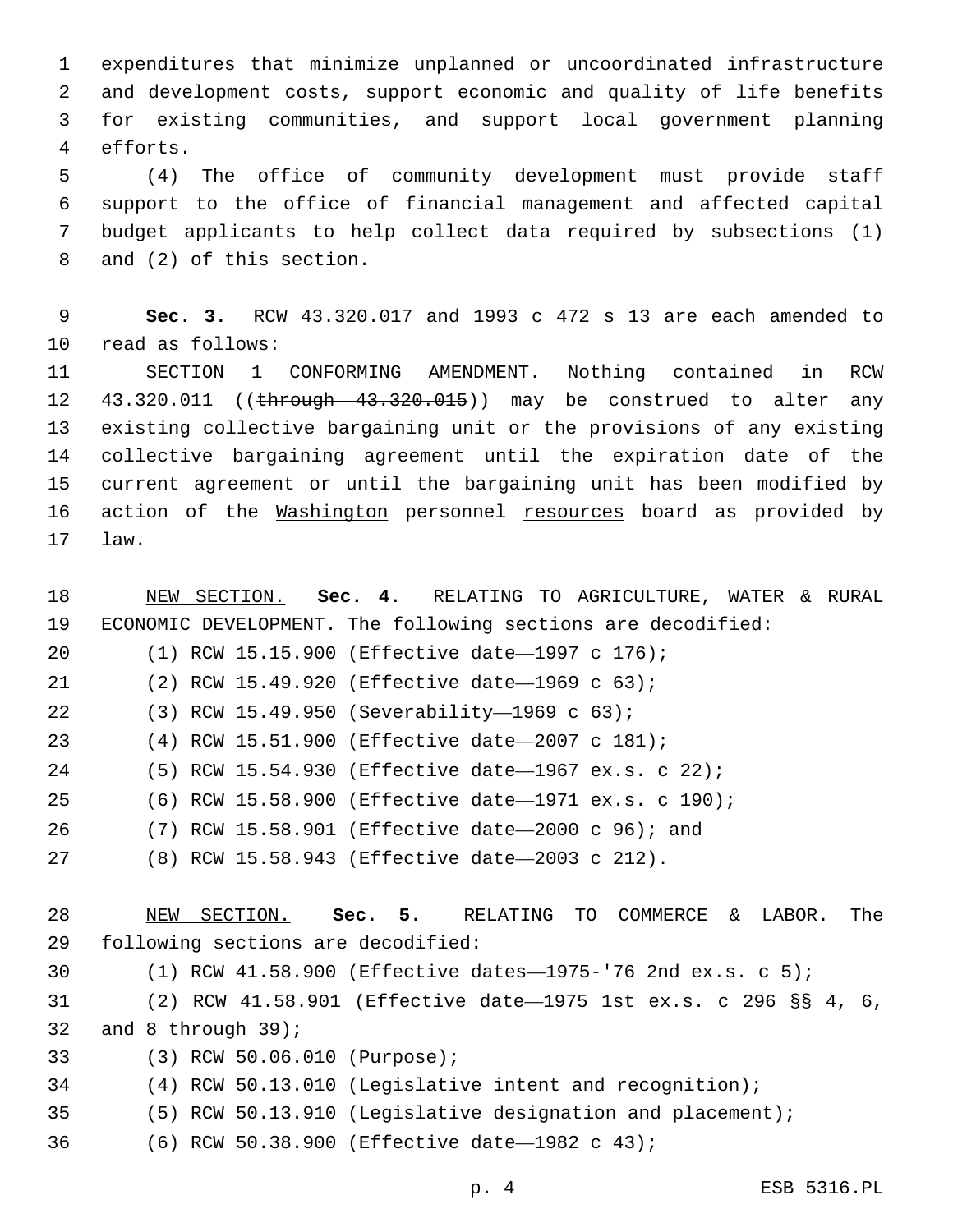expenditures that minimize unplanned or uncoordinated infrastructure and development costs, support economic and quality of life benefits for existing communities, and support local government planning efforts.

(4) The office of community development must provide staff support to the office of financial management and affected capital budget applicants to help collect data required by subsections (1) and (2) of this section.

**Sec. 3.** RCW 43.320.017 and 1993 c 472 s 13 are each amended to read as follows:

SECTION 1 CONFORMING AMENDMENT. Nothing contained in RCW 43.320.011 ((~~through 43.320.015~~)) may be construed to alter any existing collective bargaining unit or the provisions of any existing collective bargaining agreement until the expiration date of the current agreement or until the bargaining unit has been modified by action of the <u>Washington</u> personnel <u>resources</u> board as provided by law.

<u>NEW SECTION.</u> **Sec. 4.** RELATING TO AGRICULTURE, WATER & RURAL ECONOMIC DEVELOPMENT. The following sections are decodified:

(1) RCW 15.15.900 (Effective date—1997 c 176);

(2) RCW 15.49.920 (Effective date—1969 c 63);

(3) RCW 15.49.950 (Severability—1969 c 63);

(4) RCW 15.51.900 (Effective date—2007 c 181);

(5) RCW 15.54.930 (Effective date—1967 ex.s. c 22);

(6) RCW 15.58.900 (Effective date—1971 ex.s. c 190);

(7) RCW 15.58.901 (Effective date—2000 c 96); and

(8) RCW 15.58.943 (Effective date—2003 c 212).

<u>NEW SECTION.</u> **Sec. 5.** RELATING TO COMMERCE & LABOR. The following sections are decodified:

(1) RCW 41.58.900 (Effective dates—1975-'76 2nd ex.s. c 5);

(2) RCW 41.58.901 (Effective date—1975 1st ex.s. c 296 §§ 4, 6, and 8 through 39);

(3) RCW 50.06.010 (Purpose);

(4) RCW 50.13.010 (Legislative intent and recognition);

(5) RCW 50.13.910 (Legislative designation and placement);

(6) RCW 50.38.900 (Effective date—1982 c 43);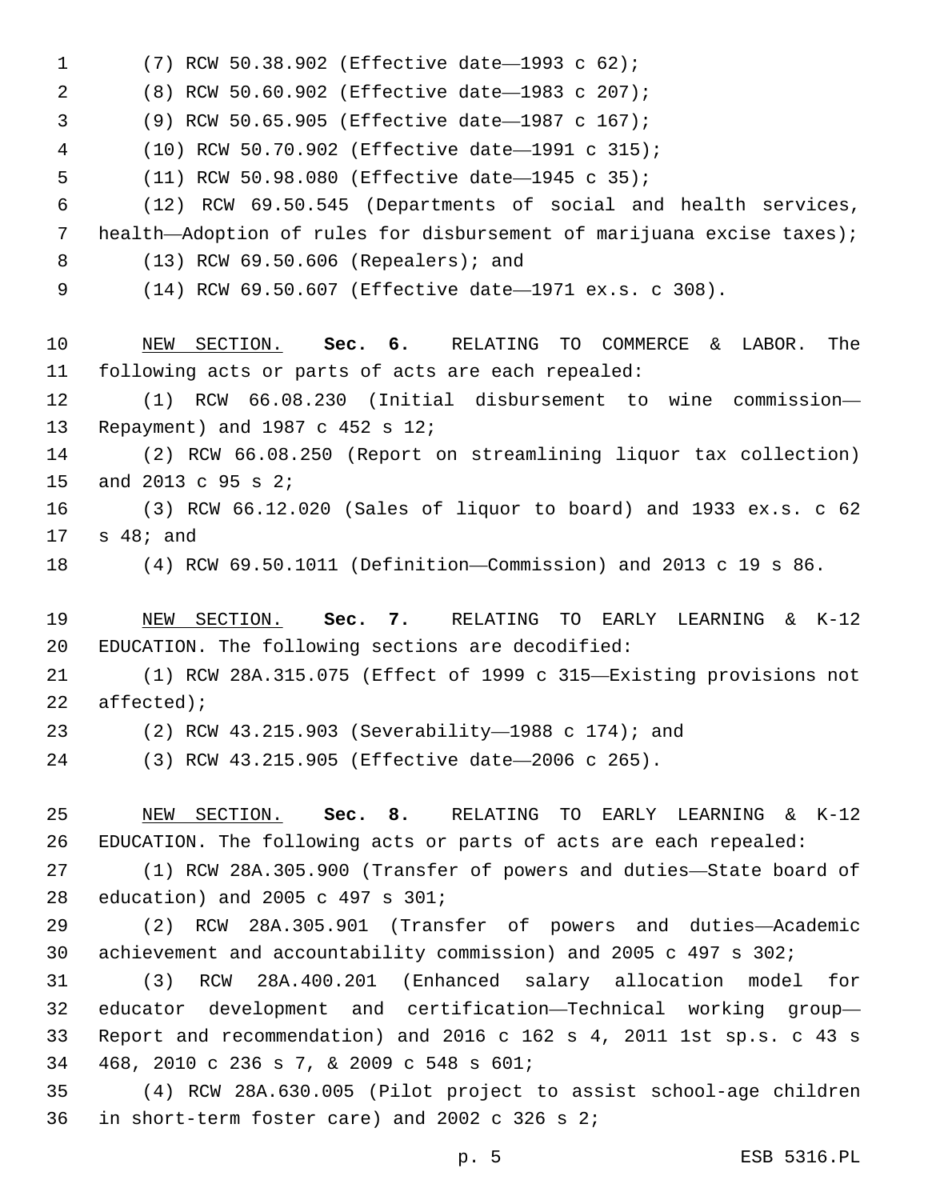(7) RCW 50.38.902 (Effective date—1993 c 62);

(8) RCW 50.60.902 (Effective date—1983 c 207);

(9) RCW 50.65.905 (Effective date—1987 c 167);

(10) RCW 50.70.902 (Effective date—1991 c 315);

(11) RCW 50.98.080 (Effective date—1945 c 35);

(12) RCW 69.50.545 (Departments of social and health services, health—Adoption of rules for disbursement of marijuana excise taxes);

(13) RCW 69.50.606 (Repealers); and

(14) RCW 69.50.607 (Effective date—1971 ex.s. c 308).

NEW SECTION. **Sec. 6.** RELATING TO COMMERCE & LABOR. The following acts or parts of acts are each repealed:

(1) RCW 66.08.230 (Initial disbursement to wine commission—Repayment) and 1987 c 452 s 12;

(2) RCW 66.08.250 (Report on streamlining liquor tax collection) and 2013 c 95 s 2;

(3) RCW 66.12.020 (Sales of liquor to board) and 1933 ex.s. c 62 s 48; and

(4) RCW 69.50.1011 (Definition—Commission) and 2013 c 19 s 86.

NEW SECTION. **Sec. 7.** RELATING TO EARLY LEARNING & K-12 EDUCATION. The following sections are decodified:

(1) RCW 28A.315.075 (Effect of 1999 c 315—Existing provisions not affected);

(2) RCW 43.215.903 (Severability—1988 c 174); and

(3) RCW 43.215.905 (Effective date—2006 c 265).

NEW SECTION. **Sec. 8.** RELATING TO EARLY LEARNING & K-12 EDUCATION. The following acts or parts of acts are each repealed:

(1) RCW 28A.305.900 (Transfer of powers and duties—State board of education) and 2005 c 497 s 301;

(2) RCW 28A.305.901 (Transfer of powers and duties—Academic achievement and accountability commission) and 2005 c 497 s 302;

(3) RCW 28A.400.201 (Enhanced salary allocation model for educator development and certification—Technical working group—Report and recommendation) and 2016 c 162 s 4, 2011 1st sp.s. c 43 s 468, 2010 c 236 s 7, & 2009 c 548 s 601;

(4) RCW 28A.630.005 (Pilot project to assist school-age children in short-term foster care) and 2002 c 326 s 2;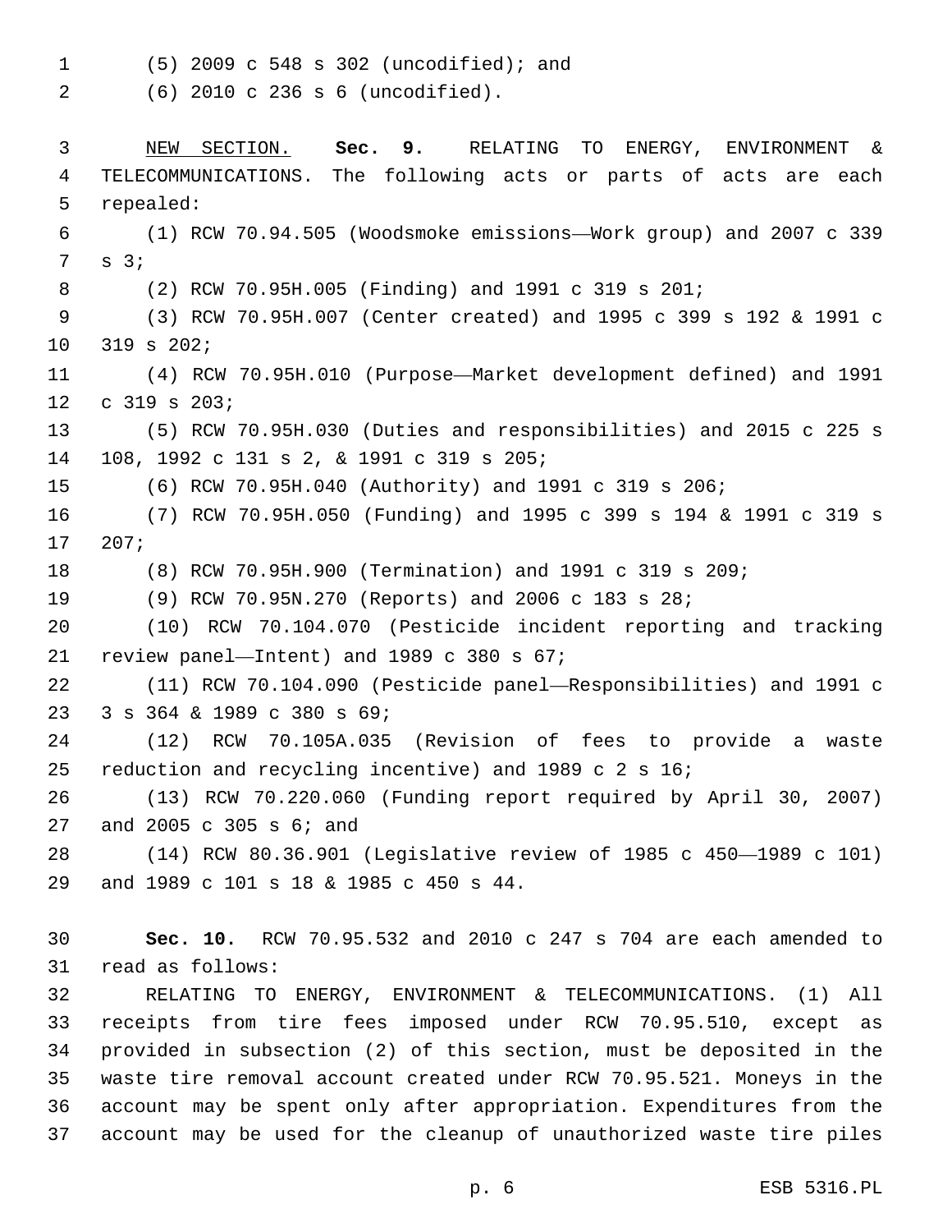(5) 2009 c 548 s 302 (uncodified); and

(6) 2010 c 236 s 6 (uncodified).

NEW SECTION. **Sec. 9.** RELATING TO ENERGY, ENVIRONMENT & TELECOMMUNICATIONS. The following acts or parts of acts are each repealed:

(1) RCW 70.94.505 (Woodsmoke emissions—Work group) and 2007 c 339 s 3;

(2) RCW 70.95H.005 (Finding) and 1991 c 319 s 201;

(3) RCW 70.95H.007 (Center created) and 1995 c 399 s 192 & 1991 c 319 s 202;

(4) RCW 70.95H.010 (Purpose—Market development defined) and 1991 c 319 s 203;

(5) RCW 70.95H.030 (Duties and responsibilities) and 2015 c 225 s 108, 1992 c 131 s 2, & 1991 c 319 s 205;

(6) RCW 70.95H.040 (Authority) and 1991 c 319 s 206;

(7) RCW 70.95H.050 (Funding) and 1995 c 399 s 194 & 1991 c 319 s 207;

(8) RCW 70.95H.900 (Termination) and 1991 c 319 s 209;

(9) RCW 70.95N.270 (Reports) and 2006 c 183 s 28;

(10) RCW 70.104.070 (Pesticide incident reporting and tracking review panel—Intent) and 1989 c 380 s 67;

(11) RCW 70.104.090 (Pesticide panel—Responsibilities) and 1991 c 3 s 364 & 1989 c 380 s 69;

(12) RCW 70.105A.035 (Revision of fees to provide a waste reduction and recycling incentive) and 1989 c 2 s 16;

(13) RCW 70.220.060 (Funding report required by April 30, 2007) and 2005 c 305 s 6; and

(14) RCW 80.36.901 (Legislative review of 1985 c 450—1989 c 101) and 1989 c 101 s 18 & 1985 c 450 s 44.

**Sec. 10.** RCW 70.95.532 and 2010 c 247 s 704 are each amended to read as follows:

RELATING TO ENERGY, ENVIRONMENT & TELECOMMUNICATIONS. (1) All receipts from tire fees imposed under RCW 70.95.510, except as provided in subsection (2) of this section, must be deposited in the waste tire removal account created under RCW 70.95.521. Moneys in the account may be spent only after appropriation. Expenditures from the account may be used for the cleanup of unauthorized waste tire piles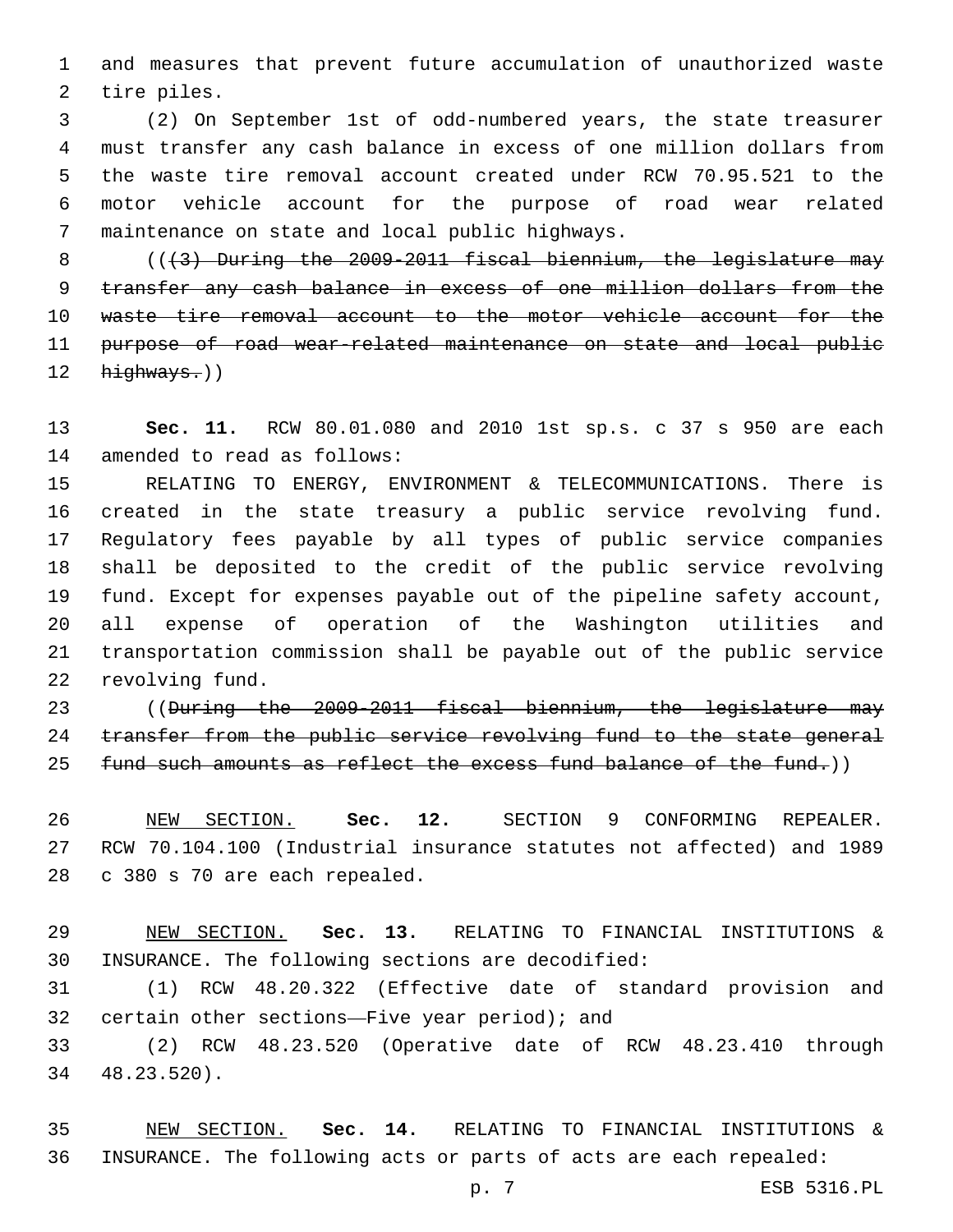and measures that prevent future accumulation of unauthorized waste tire piles.

(2) On September 1st of odd-numbered years, the state treasurer must transfer any cash balance in excess of one million dollars from the waste tire removal account created under RCW 70.95.521 to the motor vehicle account for the purpose of road wear related maintenance on state and local public highways.

((~~(3) During the 2009-2011 fiscal biennium, the legislature may transfer any cash balance in excess of one million dollars from the waste tire removal account to the motor vehicle account for the purpose of road wear-related maintenance on state and local public highways.~~))

**Sec. 11.** RCW 80.01.080 and 2010 1st sp.s. c 37 s 950 are each amended to read as follows:

RELATING TO ENERGY, ENVIRONMENT & TELECOMMUNICATIONS. There is created in the state treasury a public service revolving fund. Regulatory fees payable by all types of public service companies shall be deposited to the credit of the public service revolving fund. Except for expenses payable out of the pipeline safety account, all expense of operation of the Washington utilities and transportation commission shall be payable out of the public service revolving fund.

((~~During the 2009-2011 fiscal biennium, the legislature may transfer from the public service revolving fund to the state general fund such amounts as reflect the excess fund balance of the fund.~~))

NEW SECTION. **Sec. 12.** SECTION 9 CONFORMING REPEALER. RCW 70.104.100 (Industrial insurance statutes not affected) and 1989 c 380 s 70 are each repealed.

NEW SECTION. **Sec. 13.** RELATING TO FINANCIAL INSTITUTIONS & INSURANCE. The following sections are decodified:

(1) RCW 48.20.322 (Effective date of standard provision and certain other sections—Five year period); and

(2) RCW 48.23.520 (Operative date of RCW 48.23.410 through 48.23.520).

NEW SECTION. **Sec. 14.** RELATING TO FINANCIAL INSTITUTIONS & INSURANCE. The following acts or parts of acts are each repealed: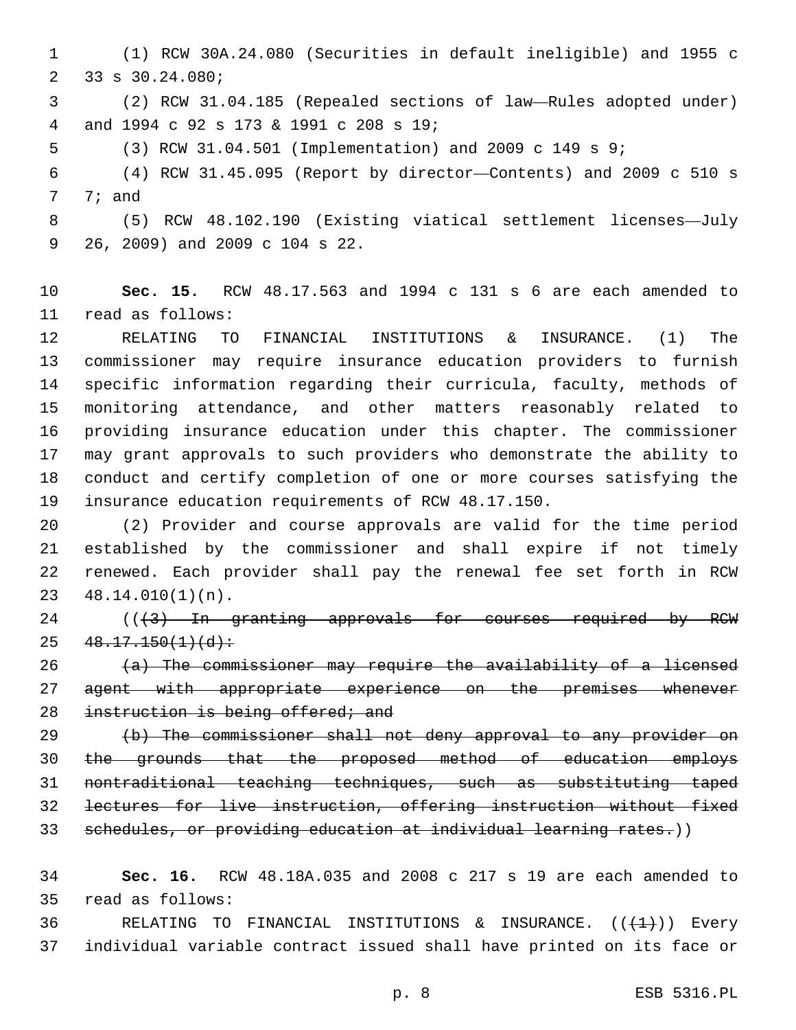(1) RCW 30A.24.080 (Securities in default ineligible) and 1955 c 33 s 30.24.080;

(2) RCW 31.04.185 (Repealed sections of law—Rules adopted under) and 1994 c 92 s 173 & 1991 c 208 s 19;

(3) RCW 31.04.501 (Implementation) and 2009 c 149 s 9;

(4) RCW 31.45.095 (Report by director—Contents) and 2009 c 510 s 7; and

(5) RCW 48.102.190 (Existing viatical settlement licenses—July 26, 2009) and 2009 c 104 s 22.

**Sec. 15.** RCW 48.17.563 and 1994 c 131 s 6 are each amended to read as follows:

RELATING TO FINANCIAL INSTITUTIONS & INSURANCE. (1) The commissioner may require insurance education providers to furnish specific information regarding their curricula, faculty, methods of monitoring attendance, and other matters reasonably related to providing insurance education under this chapter. The commissioner may grant approvals to such providers who demonstrate the ability to conduct and certify completion of one or more courses satisfying the insurance education requirements of RCW 48.17.150.

(2) Provider and course approvals are valid for the time period established by the commissioner and shall expire if not timely renewed. Each provider shall pay the renewal fee set forth in RCW 48.14.010(1)(n).

~~((3) In granting approvals for courses required by RCW 48.17.150(1)(d):~~

~~(a) The commissioner may require the availability of a licensed agent with appropriate experience on the premises whenever instruction is being offered; and~~

~~(b) The commissioner shall not deny approval to any provider on the grounds that the proposed method of education employs nontraditional teaching techniques, such as substituting taped lectures for live instruction, offering instruction without fixed schedules, or providing education at individual learning rates.))~~

**Sec. 16.** RCW 48.18A.035 and 2008 c 217 s 19 are each amended to read as follows:

RELATING TO FINANCIAL INSTITUTIONS & INSURANCE. ((~~(1)~~)) Every individual variable contract issued shall have printed on its face or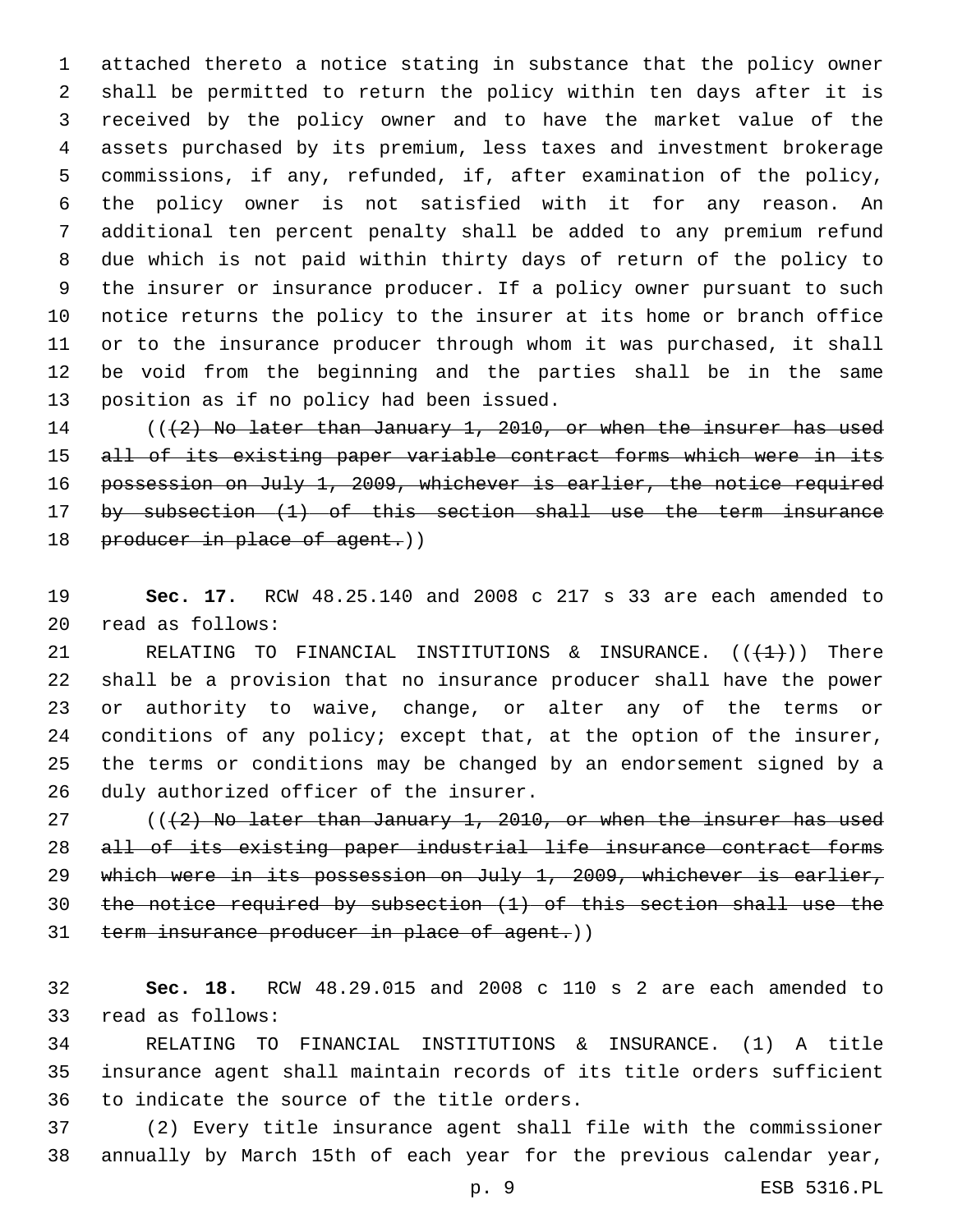attached thereto a notice stating in substance that the policy owner shall be permitted to return the policy within ten days after it is received by the policy owner and to have the market value of the assets purchased by its premium, less taxes and investment brokerage commissions, if any, refunded, if, after examination of the policy, the policy owner is not satisfied with it for any reason. An additional ten percent penalty shall be added to any premium refund due which is not paid within thirty days of return of the policy to the insurer or insurance producer. If a policy owner pursuant to such notice returns the policy to the insurer at its home or branch office or to the insurance producer through whom it was purchased, it shall be void from the beginning and the parties shall be in the same position as if no policy had been issued.

((~~(2) No later than January 1, 2010, or when the insurer has used all of its existing paper variable contract forms which were in its possession on July 1, 2009, whichever is earlier, the notice required by subsection (1) of this section shall use the term insurance producer in place of agent.~~))

**Sec. 17.** RCW 48.25.140 and 2008 c 217 s 33 are each amended to read as follows:

RELATING TO FINANCIAL INSTITUTIONS & INSURANCE. ((~~(1)~~)) There shall be a provision that no insurance producer shall have the power or authority to waive, change, or alter any of the terms or conditions of any policy; except that, at the option of the insurer, the terms or conditions may be changed by an endorsement signed by a duly authorized officer of the insurer.

((~~(2) No later than January 1, 2010, or when the insurer has used all of its existing paper industrial life insurance contract forms which were in its possession on July 1, 2009, whichever is earlier, the notice required by subsection (1) of this section shall use the term insurance producer in place of agent.~~))

**Sec. 18.** RCW 48.29.015 and 2008 c 110 s 2 are each amended to read as follows:

RELATING TO FINANCIAL INSTITUTIONS & INSURANCE. (1) A title insurance agent shall maintain records of its title orders sufficient to indicate the source of the title orders.

(2) Every title insurance agent shall file with the commissioner annually by March 15th of each year for the previous calendar year,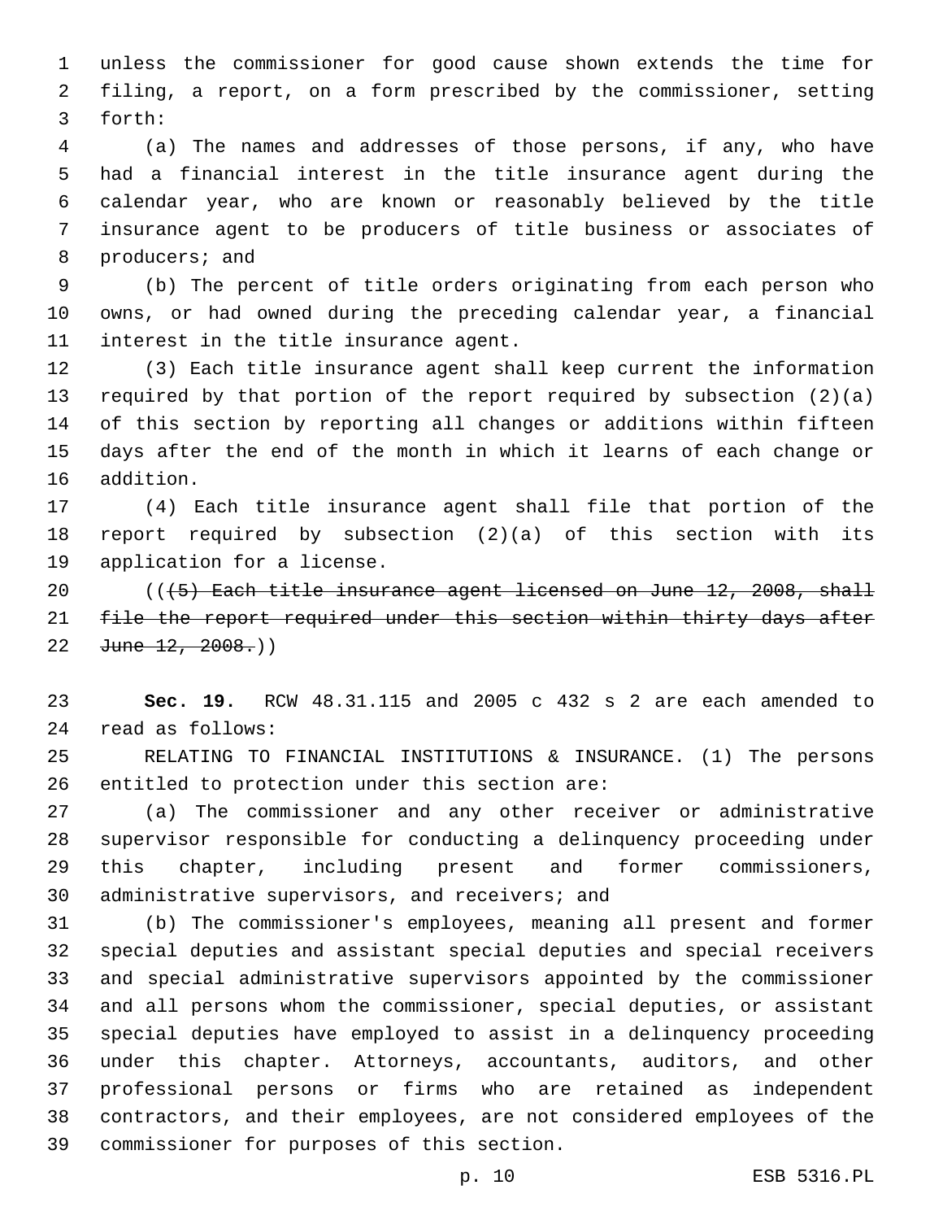unless the commissioner for good cause shown extends the time for filing, a report, on a form prescribed by the commissioner, setting forth:

(a) The names and addresses of those persons, if any, who have had a financial interest in the title insurance agent during the calendar year, who are known or reasonably believed by the title insurance agent to be producers of title business or associates of producers; and

(b) The percent of title orders originating from each person who owns, or had owned during the preceding calendar year, a financial interest in the title insurance agent.

(3) Each title insurance agent shall keep current the information required by that portion of the report required by subsection (2)(a) of this section by reporting all changes or additions within fifteen days after the end of the month in which it learns of each change or addition.

(4) Each title insurance agent shall file that portion of the report required by subsection (2)(a) of this section with its application for a license.

((~~(5) Each title insurance agent licensed on June 12, 2008, shall file the report required under this section within thirty days after June 12, 2008.~~))

**Sec. 19.** RCW 48.31.115 and 2005 c 432 s 2 are each amended to read as follows:

RELATING TO FINANCIAL INSTITUTIONS & INSURANCE. (1) The persons entitled to protection under this section are:

(a) The commissioner and any other receiver or administrative supervisor responsible for conducting a delinquency proceeding under this chapter, including present and former commissioners, administrative supervisors, and receivers; and

(b) The commissioner's employees, meaning all present and former special deputies and assistant special deputies and special receivers and special administrative supervisors appointed by the commissioner and all persons whom the commissioner, special deputies, or assistant special deputies have employed to assist in a delinquency proceeding under this chapter. Attorneys, accountants, auditors, and other professional persons or firms who are retained as independent contractors, and their employees, are not considered employees of the commissioner for purposes of this section.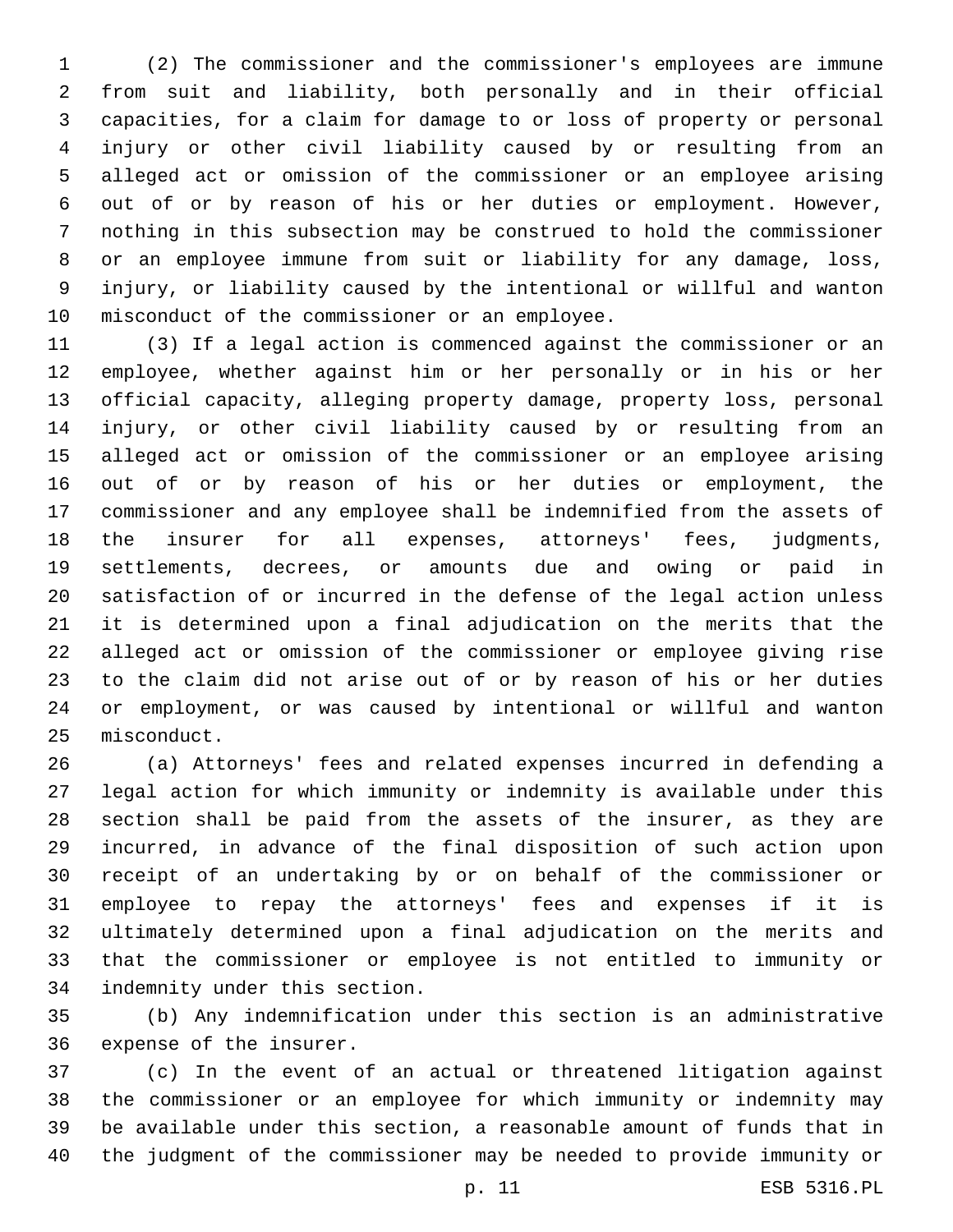(2) The commissioner and the commissioner's employees are immune from suit and liability, both personally and in their official capacities, for a claim for damage to or loss of property or personal injury or other civil liability caused by or resulting from an alleged act or omission of the commissioner or an employee arising out of or by reason of his or her duties or employment. However, nothing in this subsection may be construed to hold the commissioner or an employee immune from suit or liability for any damage, loss, injury, or liability caused by the intentional or willful and wanton misconduct of the commissioner or an employee.

(3) If a legal action is commenced against the commissioner or an employee, whether against him or her personally or in his or her official capacity, alleging property damage, property loss, personal injury, or other civil liability caused by or resulting from an alleged act or omission of the commissioner or an employee arising out of or by reason of his or her duties or employment, the commissioner and any employee shall be indemnified from the assets of the insurer for all expenses, attorneys' fees, judgments, settlements, decrees, or amounts due and owing or paid in satisfaction of or incurred in the defense of the legal action unless it is determined upon a final adjudication on the merits that the alleged act or omission of the commissioner or employee giving rise to the claim did not arise out of or by reason of his or her duties or employment, or was caused by intentional or willful and wanton misconduct.

(a) Attorneys' fees and related expenses incurred in defending a legal action for which immunity or indemnity is available under this section shall be paid from the assets of the insurer, as they are incurred, in advance of the final disposition of such action upon receipt of an undertaking by or on behalf of the commissioner or employee to repay the attorneys' fees and expenses if it is ultimately determined upon a final adjudication on the merits and that the commissioner or employee is not entitled to immunity or indemnity under this section.

(b) Any indemnification under this section is an administrative expense of the insurer.

(c) In the event of an actual or threatened litigation against the commissioner or an employee for which immunity or indemnity may be available under this section, a reasonable amount of funds that in the judgment of the commissioner may be needed to provide immunity or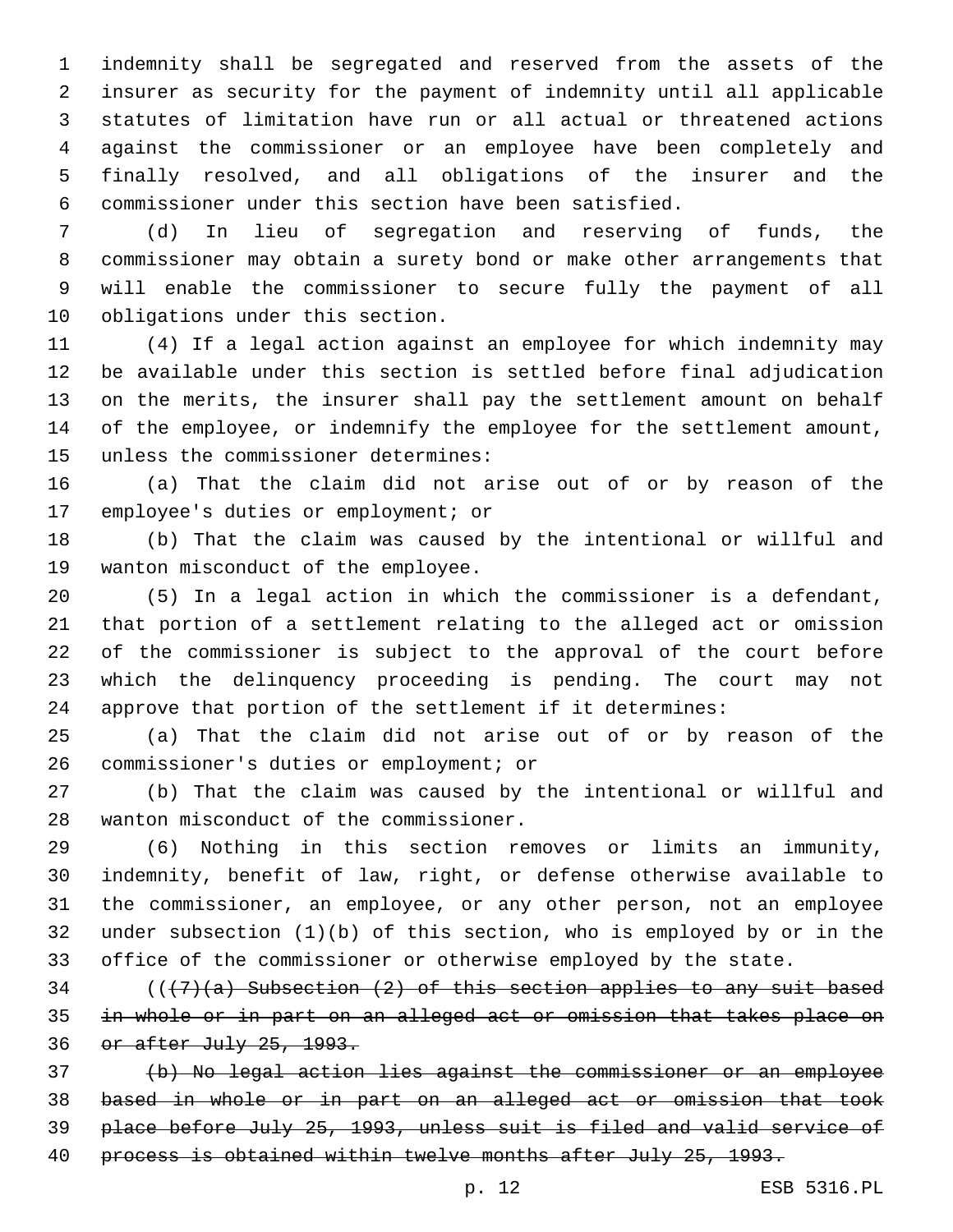indemnity shall be segregated and reserved from the assets of the insurer as security for the payment of indemnity until all applicable statutes of limitation have run or all actual or threatened actions against the commissioner or an employee have been completely and finally resolved, and all obligations of the insurer and the commissioner under this section have been satisfied.

(d) In lieu of segregation and reserving of funds, the commissioner may obtain a surety bond or make other arrangements that will enable the commissioner to secure fully the payment of all obligations under this section.

(4) If a legal action against an employee for which indemnity may be available under this section is settled before final adjudication on the merits, the insurer shall pay the settlement amount on behalf of the employee, or indemnify the employee for the settlement amount, unless the commissioner determines:

(a) That the claim did not arise out of or by reason of the employee's duties or employment; or

(b) That the claim was caused by the intentional or willful and wanton misconduct of the employee.

(5) In a legal action in which the commissioner is a defendant, that portion of a settlement relating to the alleged act or omission of the commissioner is subject to the approval of the court before which the delinquency proceeding is pending. The court may not approve that portion of the settlement if it determines:

(a) That the claim did not arise out of or by reason of the commissioner's duties or employment; or

(b) That the claim was caused by the intentional or willful and wanton misconduct of the commissioner.

(6) Nothing in this section removes or limits an immunity, indemnity, benefit of law, right, or defense otherwise available to the commissioner, an employee, or any other person, not an employee under subsection (1)(b) of this section, who is employed by or in the office of the commissioner or otherwise employed by the state.

((~~(7)(a) Subsection (2) of this section applies to any suit based in whole or in part on an alleged act or omission that takes place on or after July 25, 1993.~~

~~(b) No legal action lies against the commissioner or an employee based in whole or in part on an alleged act or omission that took place before July 25, 1993, unless suit is filed and valid service of process is obtained within twelve months after July 25, 1993.~~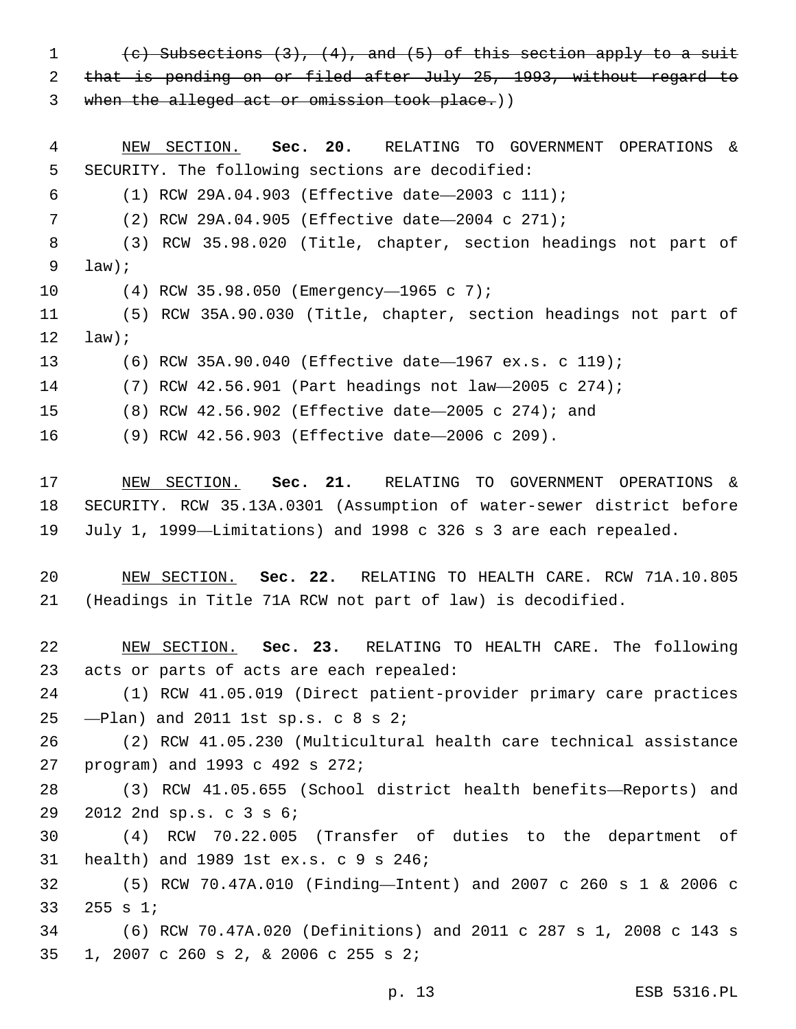~~(c) Subsections (3), (4), and (5) of this section apply to a suit that is pending on or filed after July 25, 1993, without regard to when the alleged act or omission took place.~~))

NEW SECTION. **Sec. 20.** RELATING TO GOVERNMENT OPERATIONS & SECURITY. The following sections are decodified:

(1) RCW 29A.04.903 (Effective date—2003 c 111);

(2) RCW 29A.04.905 (Effective date—2004 c 271);

(3) RCW 35.98.020 (Title, chapter, section headings not part of law);

(4) RCW 35.98.050 (Emergency—1965 c 7);

(5) RCW 35A.90.030 (Title, chapter, section headings not part of law);

(6) RCW 35A.90.040 (Effective date—1967 ex.s. c 119);

(7) RCW 42.56.901 (Part headings not law—2005 c 274);

(8) RCW 42.56.902 (Effective date—2005 c 274); and

(9) RCW 42.56.903 (Effective date—2006 c 209).

NEW SECTION. **Sec. 21.** RELATING TO GOVERNMENT OPERATIONS & SECURITY. RCW 35.13A.0301 (Assumption of water-sewer district before July 1, 1999—Limitations) and 1998 c 326 s 3 are each repealed.

NEW SECTION. **Sec. 22.** RELATING TO HEALTH CARE. RCW 71A.10.805 (Headings in Title 71A RCW not part of law) is decodified.

NEW SECTION. **Sec. 23.** RELATING TO HEALTH CARE. The following acts or parts of acts are each repealed:

(1) RCW 41.05.019 (Direct patient-provider primary care practices —Plan) and 2011 1st sp.s. c 8 s 2;

(2) RCW 41.05.230 (Multicultural health care technical assistance program) and 1993 c 492 s 272;

(3) RCW 41.05.655 (School district health benefits—Reports) and 2012 2nd sp.s. c 3 s 6;

(4) RCW 70.22.005 (Transfer of duties to the department of health) and 1989 1st ex.s. c 9 s 246;

(5) RCW 70.47A.010 (Finding—Intent) and 2007 c 260 s 1 & 2006 c 255 s 1;

(6) RCW 70.47A.020 (Definitions) and 2011 c 287 s 1, 2008 c 143 s 1, 2007 c 260 s 2, & 2006 c 255 s 2;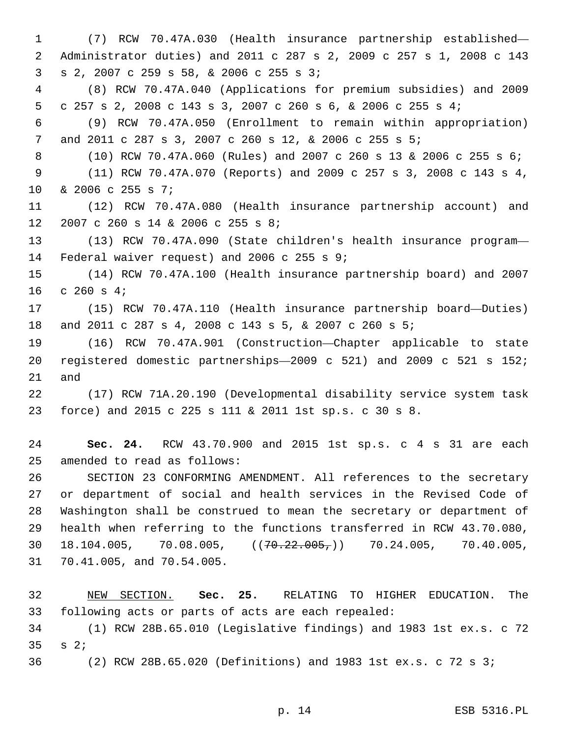(7) RCW 70.47A.030 (Health insurance partnership established—Administrator duties) and 2011 c 287 s 2, 2009 c 257 s 1, 2008 c 143 s 2, 2007 c 259 s 58, & 2006 c 255 s 3;

(8) RCW 70.47A.040 (Applications for premium subsidies) and 2009 c 257 s 2, 2008 c 143 s 3, 2007 c 260 s 6, & 2006 c 255 s 4;

(9) RCW 70.47A.050 (Enrollment to remain within appropriation) and 2011 c 287 s 3, 2007 c 260 s 12, & 2006 c 255 s 5;

(10) RCW 70.47A.060 (Rules) and 2007 c 260 s 13 & 2006 c 255 s 6;

(11) RCW 70.47A.070 (Reports) and 2009 c 257 s 3, 2008 c 143 s 4, & 2006 c 255 s 7;

(12) RCW 70.47A.080 (Health insurance partnership account) and 2007 c 260 s 14 & 2006 c 255 s 8;

(13) RCW 70.47A.090 (State children's health insurance program—Federal waiver request) and 2006 c 255 s 9;

(14) RCW 70.47A.100 (Health insurance partnership board) and 2007 c 260 s 4;

(15) RCW 70.47A.110 (Health insurance partnership board—Duties) and 2011 c 287 s 4, 2008 c 143 s 5, & 2007 c 260 s 5;

(16) RCW 70.47A.901 (Construction—Chapter applicable to state registered domestic partnerships—2009 c 521) and 2009 c 521 s 152; and

(17) RCW 71A.20.190 (Developmental disability service system task force) and 2015 c 225 s 111 & 2011 1st sp.s. c 30 s 8.

**Sec. 24.** RCW 43.70.900 and 2015 1st sp.s. c 4 s 31 are each amended to read as follows:

SECTION 23 CONFORMING AMENDMENT. All references to the secretary or department of social and health services in the Revised Code of Washington shall be construed to mean the secretary or department of health when referring to the functions transferred in RCW 43.70.080, 18.104.005, 70.08.005, ((~~70.22.005,~~)) 70.24.005, 70.40.005, 70.41.005, and 70.54.005.

NEW SECTION. **Sec. 25.** RELATING TO HIGHER EDUCATION. The following acts or parts of acts are each repealed:

(1) RCW 28B.65.010 (Legislative findings) and 1983 1st ex.s. c 72 s 2;

(2) RCW 28B.65.020 (Definitions) and 1983 1st ex.s. c 72 s 3;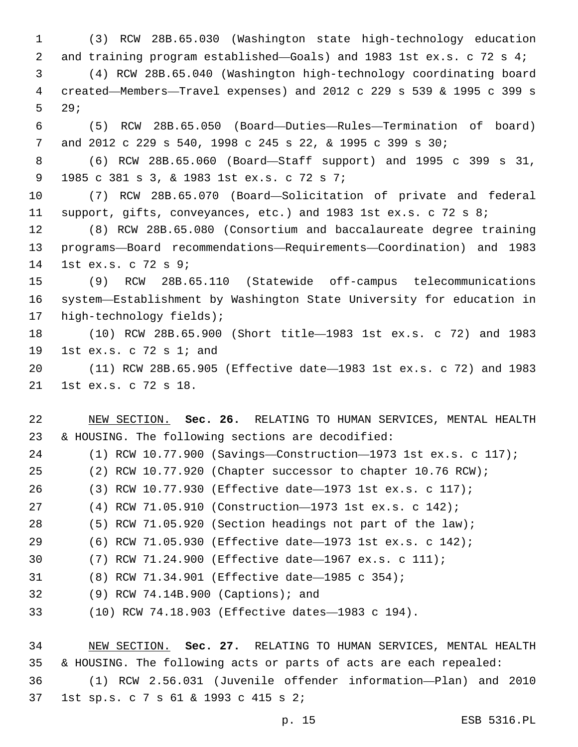(3) RCW 28B.65.030 (Washington state high-technology education and training program established—Goals) and 1983 1st ex.s. c 72 s 4;

(4) RCW 28B.65.040 (Washington high-technology coordinating board created—Members—Travel expenses) and 2012 c 229 s 539 & 1995 c 399 s 29;

(5) RCW 28B.65.050 (Board—Duties—Rules—Termination of board) and 2012 c 229 s 540, 1998 c 245 s 22, & 1995 c 399 s 30;

(6) RCW 28B.65.060 (Board—Staff support) and 1995 c 399 s 31, 1985 c 381 s 3, & 1983 1st ex.s. c 72 s 7;

(7) RCW 28B.65.070 (Board—Solicitation of private and federal support, gifts, conveyances, etc.) and 1983 1st ex.s. c 72 s 8;

(8) RCW 28B.65.080 (Consortium and baccalaureate degree training programs—Board recommendations—Requirements—Coordination) and 1983 1st ex.s. c 72 s 9;

(9) RCW 28B.65.110 (Statewide off-campus telecommunications system—Establishment by Washington State University for education in high-technology fields);

(10) RCW 28B.65.900 (Short title—1983 1st ex.s. c 72) and 1983 1st ex.s. c 72 s 1; and

(11) RCW 28B.65.905 (Effective date—1983 1st ex.s. c 72) and 1983 1st ex.s. c 72 s 18.

NEW SECTION. **Sec. 26.** RELATING TO HUMAN SERVICES, MENTAL HEALTH & HOUSING. The following sections are decodified:

(1) RCW 10.77.900 (Savings—Construction—1973 1st ex.s. c 117);

(2) RCW 10.77.920 (Chapter successor to chapter 10.76 RCW);

(3) RCW 10.77.930 (Effective date—1973 1st ex.s. c 117);

(4) RCW 71.05.910 (Construction—1973 1st ex.s. c 142);

(5) RCW 71.05.920 (Section headings not part of the law);

(6) RCW 71.05.930 (Effective date—1973 1st ex.s. c 142);

(7) RCW 71.24.900 (Effective date—1967 ex.s. c 111);

(8) RCW 71.34.901 (Effective date—1985 c 354);

(9) RCW 74.14B.900 (Captions); and

(10) RCW 74.18.903 (Effective dates—1983 c 194).

NEW SECTION. **Sec. 27.** RELATING TO HUMAN SERVICES, MENTAL HEALTH & HOUSING. The following acts or parts of acts are each repealed:

(1) RCW 2.56.031 (Juvenile offender information—Plan) and 2010 1st sp.s. c 7 s 61 & 1993 c 415 s 2;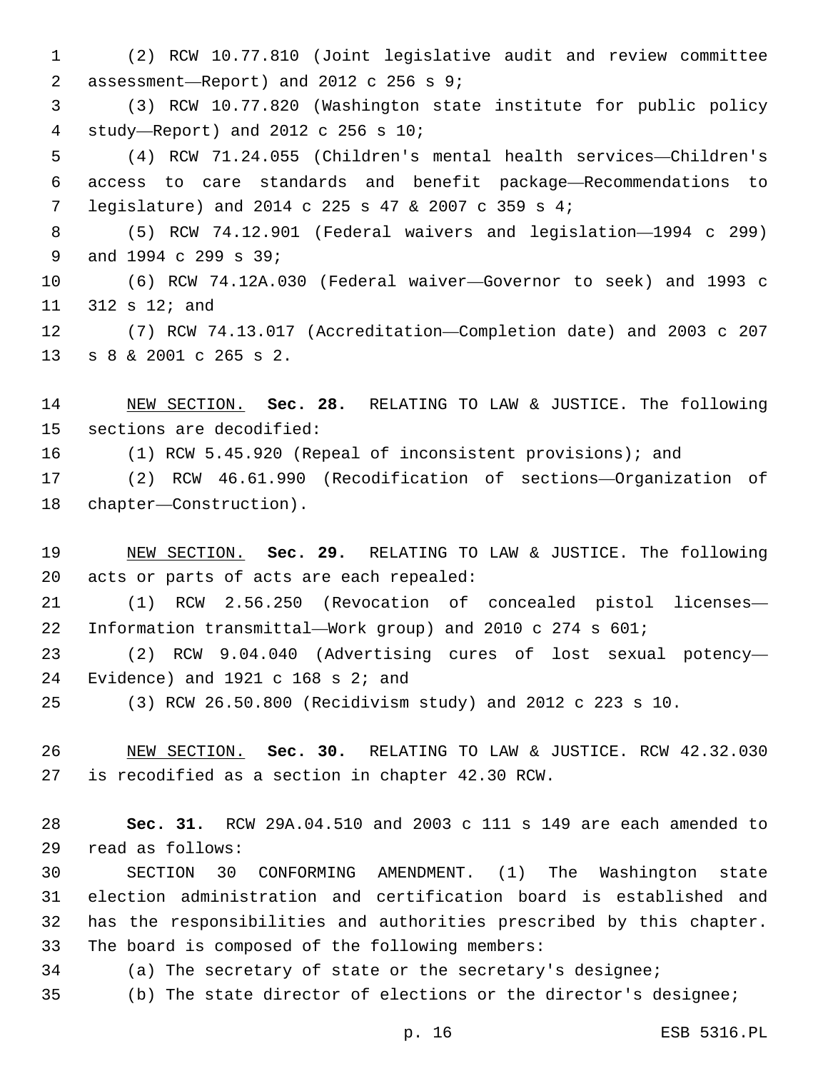(2) RCW 10.77.810 (Joint legislative audit and review committee assessment—Report) and 2012 c 256 s 9;

(3) RCW 10.77.820 (Washington state institute for public policy study—Report) and 2012 c 256 s 10;

(4) RCW 71.24.055 (Children's mental health services—Children's access to care standards and benefit package—Recommendations to legislature) and 2014 c 225 s 47 & 2007 c 359 s 4;

(5) RCW 74.12.901 (Federal waivers and legislation—1994 c 299) and 1994 c 299 s 39;

(6) RCW 74.12A.030 (Federal waiver—Governor to seek) and 1993 c 312 s 12; and

(7) RCW 74.13.017 (Accreditation—Completion date) and 2003 c 207 s 8 & 2001 c 265 s 2.

NEW SECTION. **Sec. 28.** RELATING TO LAW & JUSTICE. The following sections are decodified:

(1) RCW 5.45.920 (Repeal of inconsistent provisions); and

(2) RCW 46.61.990 (Recodification of sections—Organization of chapter—Construction).

NEW SECTION. **Sec. 29.** RELATING TO LAW & JUSTICE. The following acts or parts of acts are each repealed:

(1) RCW 2.56.250 (Revocation of concealed pistol licenses—Information transmittal—Work group) and 2010 c 274 s 601;

(2) RCW 9.04.040 (Advertising cures of lost sexual potency—Evidence) and 1921 c 168 s 2; and

(3) RCW 26.50.800 (Recidivism study) and 2012 c 223 s 10.

NEW SECTION. **Sec. 30.** RELATING TO LAW & JUSTICE. RCW 42.32.030 is recodified as a section in chapter 42.30 RCW.

**Sec. 31.** RCW 29A.04.510 and 2003 c 111 s 149 are each amended to read as follows:

SECTION 30 CONFORMING AMENDMENT. (1) The Washington state election administration and certification board is established and has the responsibilities and authorities prescribed by this chapter. The board is composed of the following members:

(a) The secretary of state or the secretary's designee;

(b) The state director of elections or the director's designee;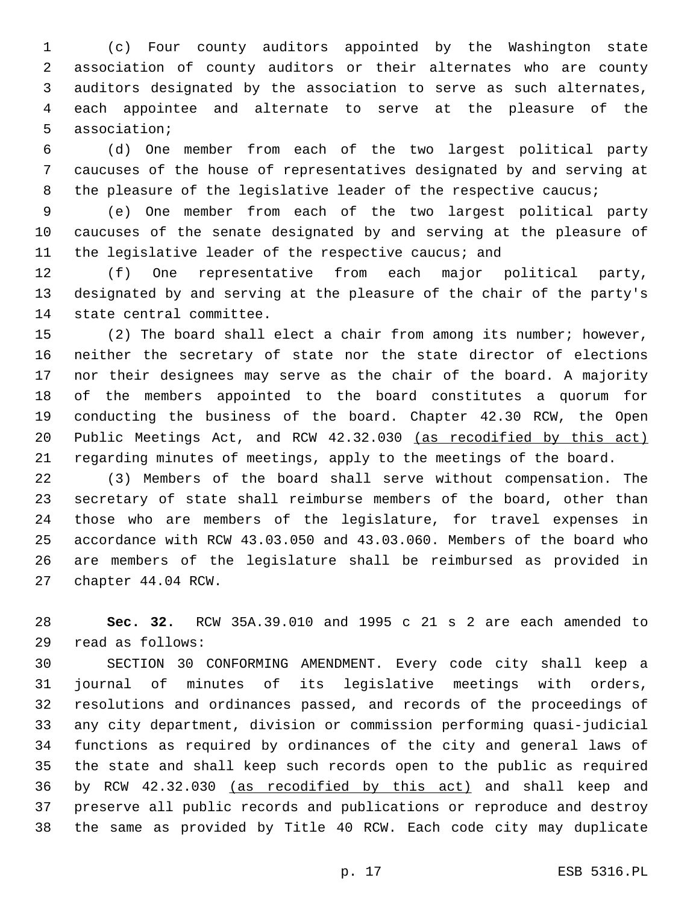(c) Four county auditors appointed by the Washington state association of county auditors or their alternates who are county auditors designated by the association to serve as such alternates, each appointee and alternate to serve at the pleasure of the association;

(d) One member from each of the two largest political party caucuses of the house of representatives designated by and serving at the pleasure of the legislative leader of the respective caucus;

(e) One member from each of the two largest political party caucuses of the senate designated by and serving at the pleasure of the legislative leader of the respective caucus; and

(f) One representative from each major political party, designated by and serving at the pleasure of the chair of the party's state central committee.

(2) The board shall elect a chair from among its number; however, neither the secretary of state nor the state director of elections nor their designees may serve as the chair of the board. A majority of the members appointed to the board constitutes a quorum for conducting the business of the board. Chapter 42.30 RCW, the Open Public Meetings Act, and RCW 42.32.030 <u>(as recodified by this act)</u> regarding minutes of meetings, apply to the meetings of the board.

(3) Members of the board shall serve without compensation. The secretary of state shall reimburse members of the board, other than those who are members of the legislature, for travel expenses in accordance with RCW 43.03.050 and 43.03.060. Members of the board who are members of the legislature shall be reimbursed as provided in chapter 44.04 RCW.

**Sec. 32.** RCW 35A.39.010 and 1995 c 21 s 2 are each amended to read as follows:

SECTION 30 CONFORMING AMENDMENT. Every code city shall keep a journal of minutes of its legislative meetings with orders, resolutions and ordinances passed, and records of the proceedings of any city department, division or commission performing quasi-judicial functions as required by ordinances of the city and general laws of the state and shall keep such records open to the public as required by RCW 42.32.030 <u>(as recodified by this act)</u> and shall keep and preserve all public records and publications or reproduce and destroy the same as provided by Title 40 RCW. Each code city may duplicate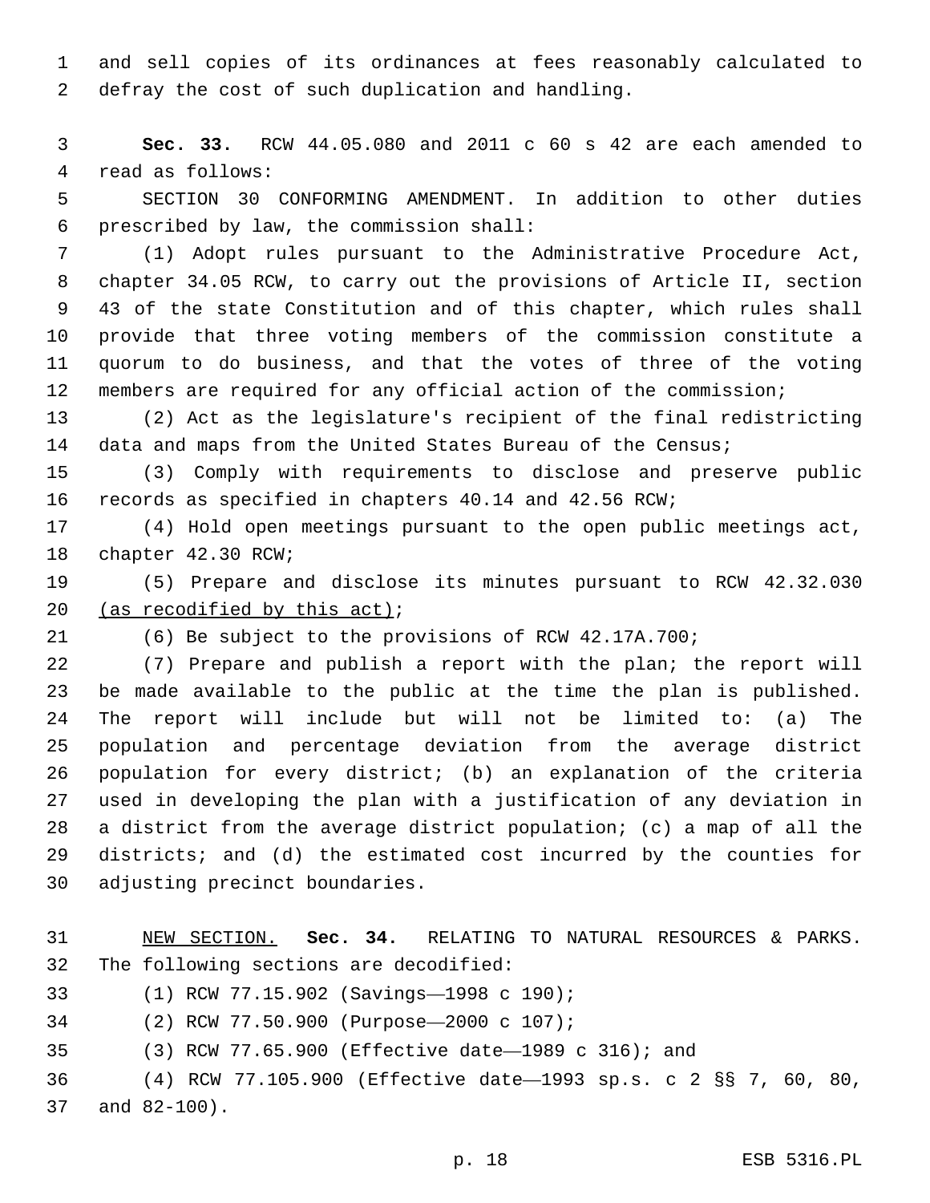and sell copies of its ordinances at fees reasonably calculated to defray the cost of such duplication and handling.

**Sec. 33.** RCW 44.05.080 and 2011 c 60 s 42 are each amended to read as follows:

SECTION 30 CONFORMING AMENDMENT. In addition to other duties prescribed by law, the commission shall:

(1) Adopt rules pursuant to the Administrative Procedure Act, chapter 34.05 RCW, to carry out the provisions of Article II, section 43 of the state Constitution and of this chapter, which rules shall provide that three voting members of the commission constitute a quorum to do business, and that the votes of three of the voting members are required for any official action of the commission;

(2) Act as the legislature's recipient of the final redistricting data and maps from the United States Bureau of the Census;

(3) Comply with requirements to disclose and preserve public records as specified in chapters 40.14 and 42.56 RCW;

(4) Hold open meetings pursuant to the open public meetings act, chapter 42.30 RCW;

(5) Prepare and disclose its minutes pursuant to RCW 42.32.030 <u>(as recodified by this act)</u>;

(6) Be subject to the provisions of RCW 42.17A.700;

(7) Prepare and publish a report with the plan; the report will be made available to the public at the time the plan is published. The report will include but will not be limited to: (a) The population and percentage deviation from the average district population for every district; (b) an explanation of the criteria used in developing the plan with a justification of any deviation in a district from the average district population; (c) a map of all the districts; and (d) the estimated cost incurred by the counties for adjusting precinct boundaries.

<u>NEW SECTION.</u> **Sec. 34.** RELATING TO NATURAL RESOURCES & PARKS. The following sections are decodified:

(1) RCW 77.15.902 (Savings—1998 c 190);

(2) RCW 77.50.900 (Purpose—2000 c 107);

(3) RCW 77.65.900 (Effective date—1989 c 316); and

(4) RCW 77.105.900 (Effective date—1993 sp.s. c 2 §§ 7, 60, 80, and 82-100).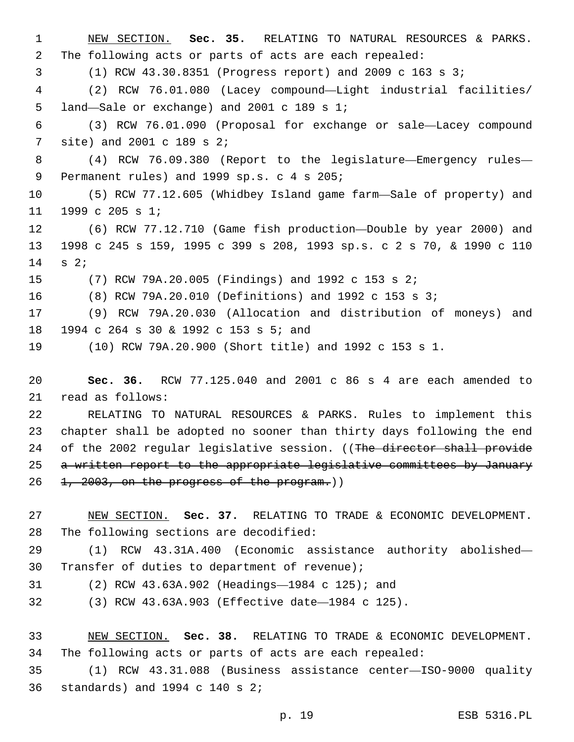NEW SECTION. **Sec. 35.** RELATING TO NATURAL RESOURCES & PARKS. The following acts or parts of acts are each repealed:

(1) RCW 43.30.8351 (Progress report) and 2009 c 163 s 3;

(2) RCW 76.01.080 (Lacey compound—Light industrial facilities/land—Sale or exchange) and 2001 c 189 s 1;

(3) RCW 76.01.090 (Proposal for exchange or sale—Lacey compound site) and 2001 c 189 s 2;

(4) RCW 76.09.380 (Report to the legislature—Emergency rules—Permanent rules) and 1999 sp.s. c 4 s 205;

(5) RCW 77.12.605 (Whidbey Island game farm—Sale of property) and 1999 c 205 s 1;

(6) RCW 77.12.710 (Game fish production—Double by year 2000) and 1998 c 245 s 159, 1995 c 399 s 208, 1993 sp.s. c 2 s 70, & 1990 c 110 s 2;

(7) RCW 79A.20.005 (Findings) and 1992 c 153 s 2;

(8) RCW 79A.20.010 (Definitions) and 1992 c 153 s 3;

(9) RCW 79A.20.030 (Allocation and distribution of moneys) and 1994 c 264 s 30 & 1992 c 153 s 5; and

(10) RCW 79A.20.900 (Short title) and 1992 c 153 s 1.

**Sec. 36.** RCW 77.125.040 and 2001 c 86 s 4 are each amended to read as follows:

RELATING TO NATURAL RESOURCES & PARKS. Rules to implement this chapter shall be adopted no sooner than thirty days following the end of the 2002 regular legislative session. ((~~The director shall provide a written report to the appropriate legislative committees by January 1, 2003, on the progress of the program.~~))

NEW SECTION. **Sec. 37.** RELATING TO TRADE & ECONOMIC DEVELOPMENT. The following sections are decodified:

(1) RCW 43.31A.400 (Economic assistance authority abolished—Transfer of duties to department of revenue);

(2) RCW 43.63A.902 (Headings—1984 c 125); and

(3) RCW 43.63A.903 (Effective date—1984 c 125).

NEW SECTION. **Sec. 38.** RELATING TO TRADE & ECONOMIC DEVELOPMENT. The following acts or parts of acts are each repealed:

(1) RCW 43.31.088 (Business assistance center—ISO-9000 quality standards) and 1994 c 140 s 2;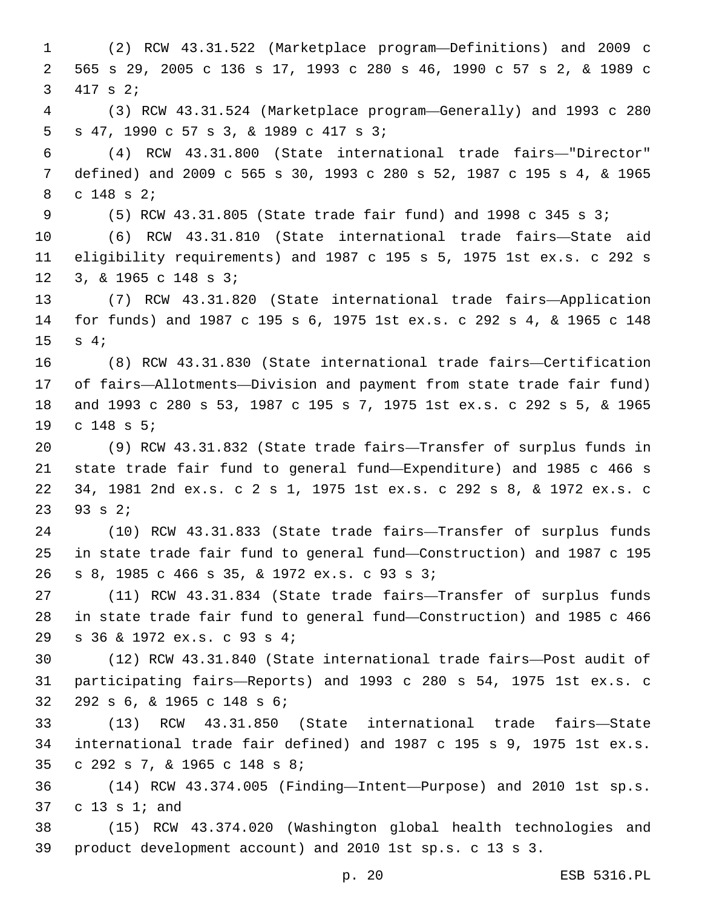(2) RCW 43.31.522 (Marketplace program—Definitions) and 2009 c 565 s 29, 2005 c 136 s 17, 1993 c 280 s 46, 1990 c 57 s 2, & 1989 c 417 s 2;

(3) RCW 43.31.524 (Marketplace program—Generally) and 1993 c 280 s 47, 1990 c 57 s 3, & 1989 c 417 s 3;

(4) RCW 43.31.800 (State international trade fairs—"Director" defined) and 2009 c 565 s 30, 1993 c 280 s 52, 1987 c 195 s 4, & 1965 c 148 s 2;

(5) RCW 43.31.805 (State trade fair fund) and 1998 c 345 s 3;

(6) RCW 43.31.810 (State international trade fairs—State aid eligibility requirements) and 1987 c 195 s 5, 1975 1st ex.s. c 292 s 3, & 1965 c 148 s 3;

(7) RCW 43.31.820 (State international trade fairs—Application for funds) and 1987 c 195 s 6, 1975 1st ex.s. c 292 s 4, & 1965 c 148 s 4;

(8) RCW 43.31.830 (State international trade fairs—Certification of fairs—Allotments—Division and payment from state trade fair fund) and 1993 c 280 s 53, 1987 c 195 s 7, 1975 1st ex.s. c 292 s 5, & 1965 c 148 s 5;

(9) RCW 43.31.832 (State trade fairs—Transfer of surplus funds in state trade fair fund to general fund—Expenditure) and 1985 c 466 s 34, 1981 2nd ex.s. c 2 s 1, 1975 1st ex.s. c 292 s 8, & 1972 ex.s. c 93 s 2;

(10) RCW 43.31.833 (State trade fairs—Transfer of surplus funds in state trade fair fund to general fund—Construction) and 1987 c 195 s 8, 1985 c 466 s 35, & 1972 ex.s. c 93 s 3;

(11) RCW 43.31.834 (State trade fairs—Transfer of surplus funds in state trade fair fund to general fund—Construction) and 1985 c 466 s 36 & 1972 ex.s. c 93 s 4;

(12) RCW 43.31.840 (State international trade fairs—Post audit of participating fairs—Reports) and 1993 c 280 s 54, 1975 1st ex.s. c 292 s 6, & 1965 c 148 s 6;

(13) RCW 43.31.850 (State international trade fairs—State international trade fair defined) and 1987 c 195 s 9, 1975 1st ex.s. c 292 s 7, & 1965 c 148 s 8;

(14) RCW 43.374.005 (Finding—Intent—Purpose) and 2010 1st sp.s. c 13 s 1; and

(15) RCW 43.374.020 (Washington global health technologies and product development account) and 2010 1st sp.s. c 13 s 3.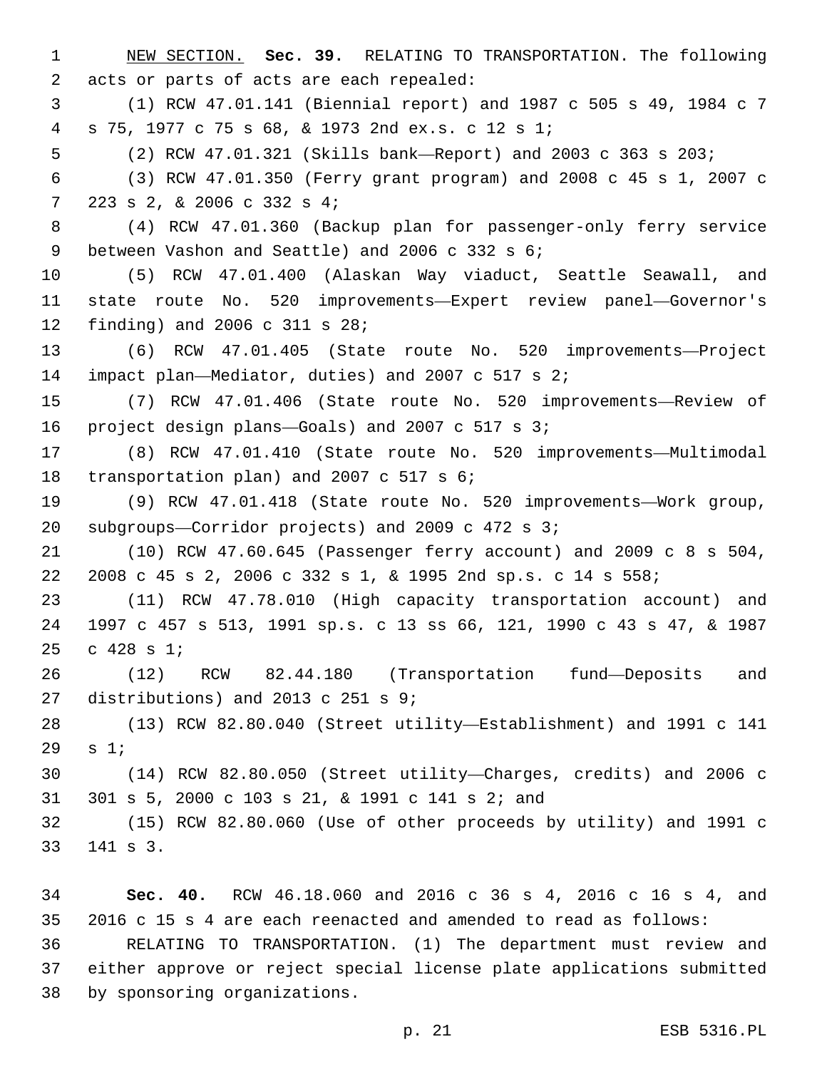NEW SECTION. **Sec. 39.** RELATING TO TRANSPORTATION. The following acts or parts of acts are each repealed:

(1) RCW 47.01.141 (Biennial report) and 1987 c 505 s 49, 1984 c 7 s 75, 1977 c 75 s 68, & 1973 2nd ex.s. c 12 s 1;

(2) RCW 47.01.321 (Skills bank—Report) and 2003 c 363 s 203;

(3) RCW 47.01.350 (Ferry grant program) and 2008 c 45 s 1, 2007 c 223 s 2, & 2006 c 332 s 4;

(4) RCW 47.01.360 (Backup plan for passenger-only ferry service between Vashon and Seattle) and 2006 c 332 s 6;

(5) RCW 47.01.400 (Alaskan Way viaduct, Seattle Seawall, and state route No. 520 improvements—Expert review panel—Governor's finding) and 2006 c 311 s 28;

(6) RCW 47.01.405 (State route No. 520 improvements—Project impact plan—Mediator, duties) and 2007 c 517 s 2;

(7) RCW 47.01.406 (State route No. 520 improvements—Review of project design plans—Goals) and 2007 c 517 s 3;

(8) RCW 47.01.410 (State route No. 520 improvements—Multimodal transportation plan) and 2007 c 517 s 6;

(9) RCW 47.01.418 (State route No. 520 improvements—Work group, subgroups—Corridor projects) and 2009 c 472 s 3;

(10) RCW 47.60.645 (Passenger ferry account) and 2009 c 8 s 504, 2008 c 45 s 2, 2006 c 332 s 1, & 1995 2nd sp.s. c 14 s 558;

(11) RCW 47.78.010 (High capacity transportation account) and 1997 c 457 s 513, 1991 sp.s. c 13 ss 66, 121, 1990 c 43 s 47, & 1987 c 428 s 1;

(12) RCW 82.44.180 (Transportation fund—Deposits and distributions) and 2013 c 251 s 9;

(13) RCW 82.80.040 (Street utility—Establishment) and 1991 c 141 s 1;

(14) RCW 82.80.050 (Street utility—Charges, credits) and 2006 c 301 s 5, 2000 c 103 s 21, & 1991 c 141 s 2; and

(15) RCW 82.80.060 (Use of other proceeds by utility) and 1991 c 141 s 3.

**Sec. 40.** RCW 46.18.060 and 2016 c 36 s 4, 2016 c 16 s 4, and 2016 c 15 s 4 are each reenacted and amended to read as follows:

RELATING TO TRANSPORTATION. (1) The department must review and either approve or reject special license plate applications submitted by sponsoring organizations.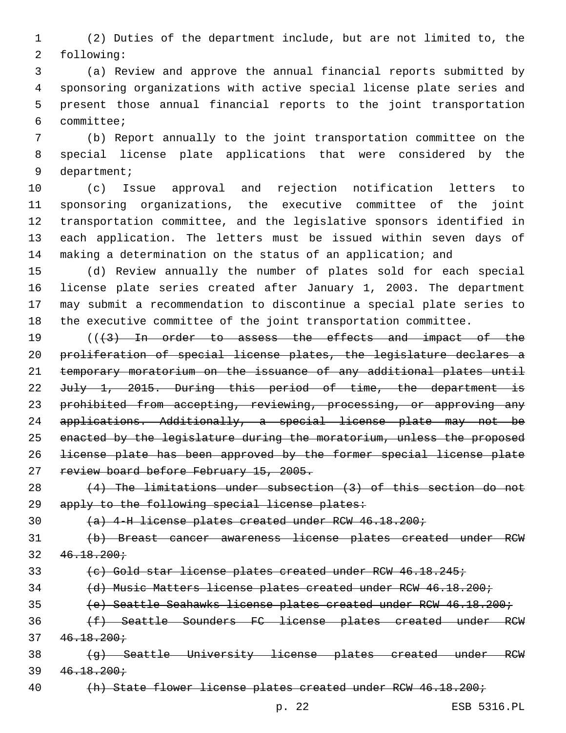(2) Duties of the department include, but are not limited to, the following:

(a) Review and approve the annual financial reports submitted by sponsoring organizations with active special license plate series and present those annual financial reports to the joint transportation committee;

(b) Report annually to the joint transportation committee on the special license plate applications that were considered by the department;

(c) Issue approval and rejection notification letters to sponsoring organizations, the executive committee of the joint transportation committee, and the legislative sponsors identified in each application. The letters must be issued within seven days of making a determination on the status of an application; and

(d) Review annually the number of plates sold for each special license plate series created after January 1, 2003. The department may submit a recommendation to discontinue a special plate series to the executive committee of the joint transportation committee.

((~~(3) In order to assess the effects and impact of the proliferation of special license plates, the legislature declares a temporary moratorium on the issuance of any additional plates until July 1, 2015. During this period of time, the department is prohibited from accepting, reviewing, processing, or approving any applications. Additionally, a special license plate may not be enacted by the legislature during the moratorium, unless the proposed license plate has been approved by the former special license plate review board before February 15, 2005.~~

~~(4) The limitations under subsection (3) of this section do not apply to the following special license plates:~~

~~(a) 4-H license plates created under RCW 46.18.200;~~

~~(b) Breast cancer awareness license plates created under RCW 46.18.200;~~

~~(c) Gold star license plates created under RCW 46.18.245;~~

~~(d) Music Matters license plates created under RCW 46.18.200;~~

~~(e) Seattle Seahawks license plates created under RCW 46.18.200;~~

~~(f) Seattle Sounders FC license plates created under RCW 46.18.200;~~

~~(g) Seattle University license plates created under RCW 46.18.200;~~

~~(h) State flower license plates created under RCW 46.18.200;~~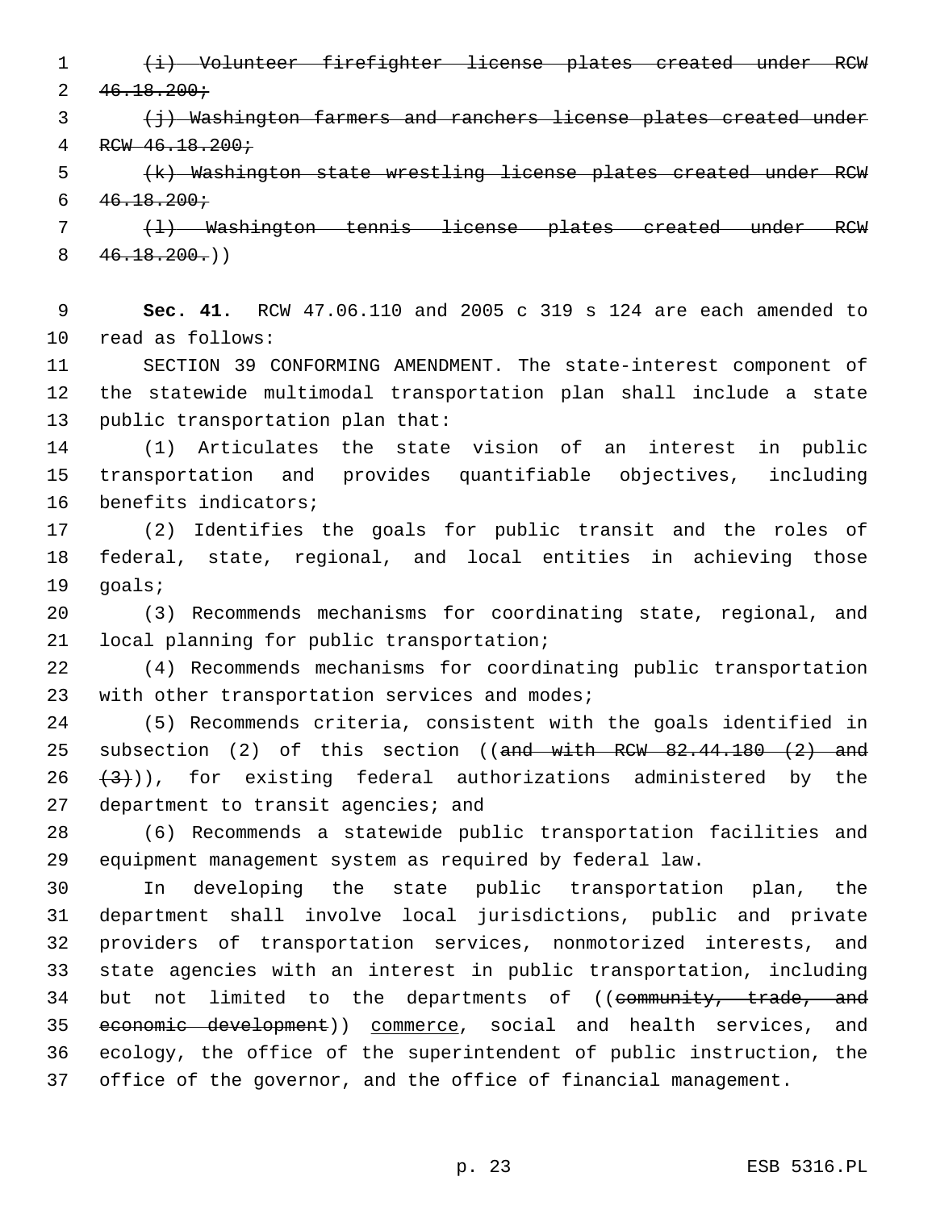~~(i) Volunteer firefighter license plates created under RCW 46.18.200;~~

~~(j) Washington farmers and ranchers license plates created under RCW 46.18.200;~~

~~(k) Washington state wrestling license plates created under RCW 46.18.200;~~

~~(l) Washington tennis license plates created under RCW 46.18.200.~~))

**Sec. 41.** RCW 47.06.110 and 2005 c 319 s 124 are each amended to read as follows:

SECTION 39 CONFORMING AMENDMENT. The state-interest component of the statewide multimodal transportation plan shall include a state public transportation plan that:

(1) Articulates the state vision of an interest in public transportation and provides quantifiable objectives, including benefits indicators;

(2) Identifies the goals for public transit and the roles of federal, state, regional, and local entities in achieving those goals;

(3) Recommends mechanisms for coordinating state, regional, and local planning for public transportation;

(4) Recommends mechanisms for coordinating public transportation with other transportation services and modes;

(5) Recommends criteria, consistent with the goals identified in subsection (2) of this section ((~~and with RCW 82.44.180 (2) and (3)~~)), for existing federal authorizations administered by the department to transit agencies; and

(6) Recommends a statewide public transportation facilities and equipment management system as required by federal law.

In developing the state public transportation plan, the department shall involve local jurisdictions, public and private providers of transportation services, nonmotorized interests, and state agencies with an interest in public transportation, including but not limited to the departments of ((~~community, trade, and economic development~~)) <u>commerce</u>, social and health services, and ecology, the office of the superintendent of public instruction, the office of the governor, and the office of financial management.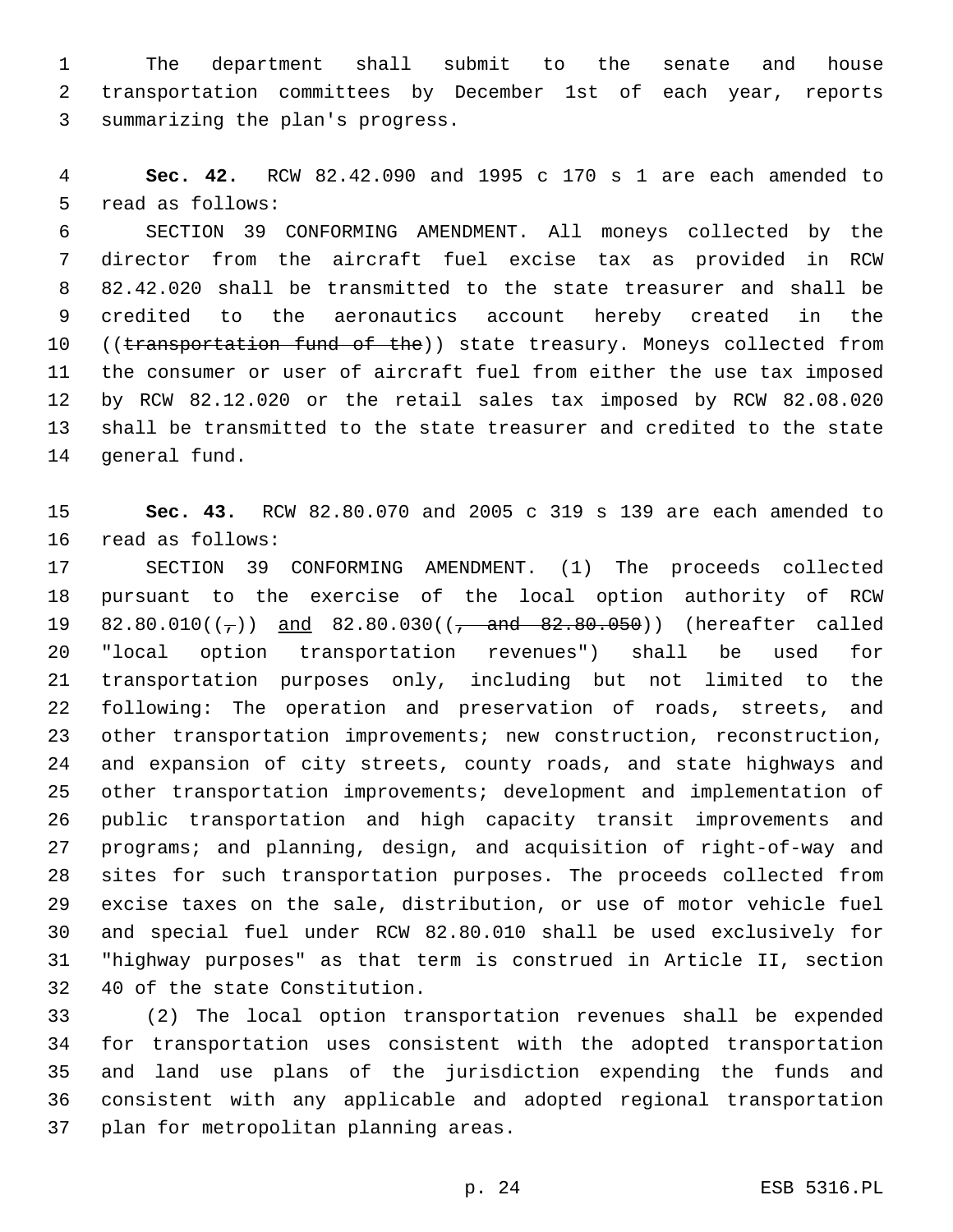The department shall submit to the senate and house transportation committees by December 1st of each year, reports summarizing the plan's progress.

**Sec. 42.** RCW 82.42.090 and 1995 c 170 s 1 are each amended to read as follows:

SECTION 39 CONFORMING AMENDMENT. All moneys collected by the director from the aircraft fuel excise tax as provided in RCW 82.42.020 shall be transmitted to the state treasurer and shall be credited to the aeronautics account hereby created in the ((~~transportation fund of the~~)) state treasury. Moneys collected from the consumer or user of aircraft fuel from either the use tax imposed by RCW 82.12.020 or the retail sales tax imposed by RCW 82.08.020 shall be transmitted to the state treasurer and credited to the state general fund.

**Sec. 43.** RCW 82.80.070 and 2005 c 319 s 139 are each amended to read as follows:

SECTION 39 CONFORMING AMENDMENT. (1) The proceeds collected pursuant to the exercise of the local option authority of RCW 82.80.010((~~,~~)) <u>and</u> 82.80.030((~~, and 82.80.050~~)) (hereafter called "local option transportation revenues") shall be used for transportation purposes only, including but not limited to the following: The operation and preservation of roads, streets, and other transportation improvements; new construction, reconstruction, and expansion of city streets, county roads, and state highways and other transportation improvements; development and implementation of public transportation and high capacity transit improvements and programs; and planning, design, and acquisition of right-of-way and sites for such transportation purposes. The proceeds collected from excise taxes on the sale, distribution, or use of motor vehicle fuel and special fuel under RCW 82.80.010 shall be used exclusively for "highway purposes" as that term is construed in Article II, section 40 of the state Constitution.

(2) The local option transportation revenues shall be expended for transportation uses consistent with the adopted transportation and land use plans of the jurisdiction expending the funds and consistent with any applicable and adopted regional transportation plan for metropolitan planning areas.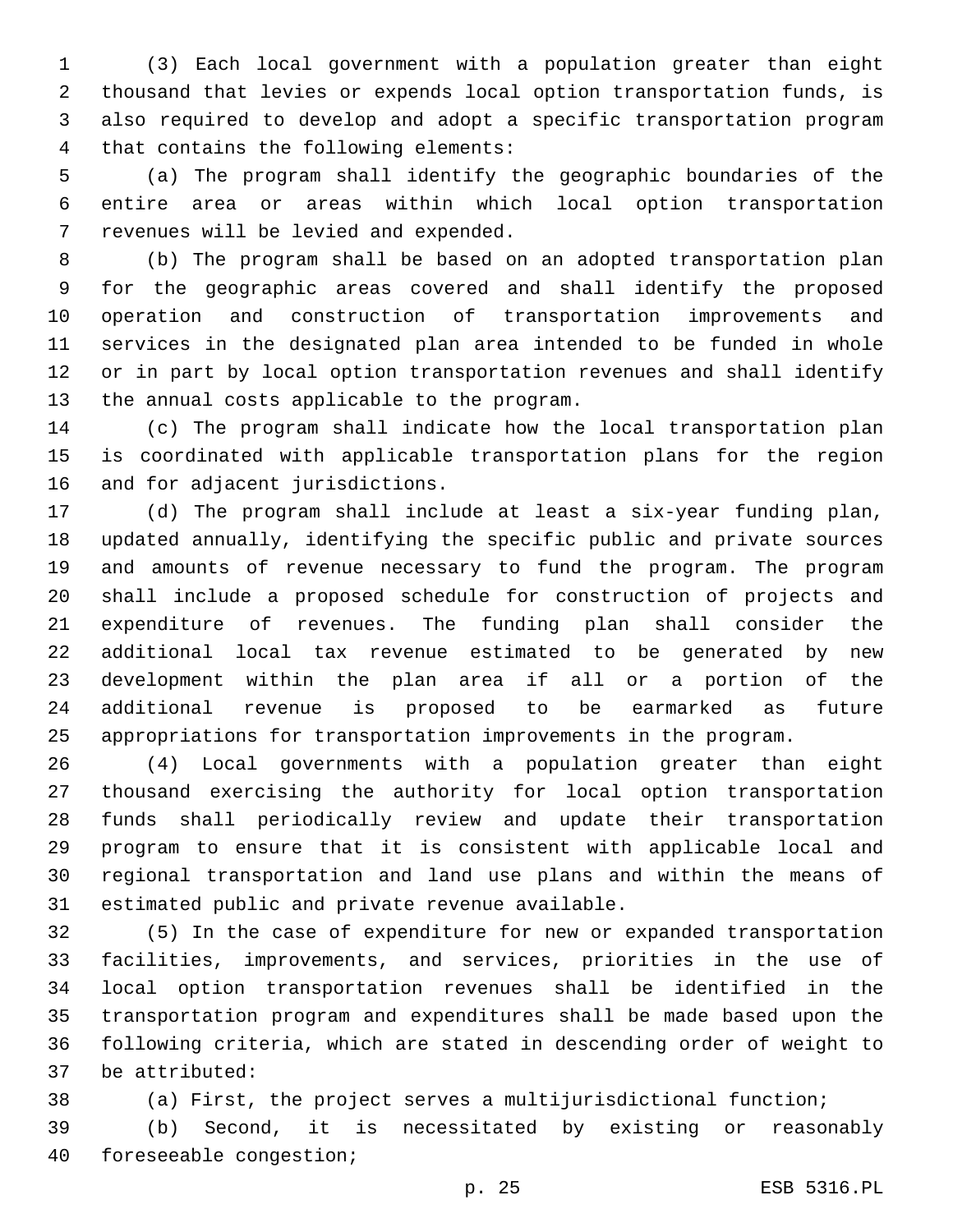(3) Each local government with a population greater than eight thousand that levies or expends local option transportation funds, is also required to develop and adopt a specific transportation program that contains the following elements:

(a) The program shall identify the geographic boundaries of the entire area or areas within which local option transportation revenues will be levied and expended.

(b) The program shall be based on an adopted transportation plan for the geographic areas covered and shall identify the proposed operation and construction of transportation improvements and services in the designated plan area intended to be funded in whole or in part by local option transportation revenues and shall identify the annual costs applicable to the program.

(c) The program shall indicate how the local transportation plan is coordinated with applicable transportation plans for the region and for adjacent jurisdictions.

(d) The program shall include at least a six-year funding plan, updated annually, identifying the specific public and private sources and amounts of revenue necessary to fund the program. The program shall include a proposed schedule for construction of projects and expenditure of revenues. The funding plan shall consider the additional local tax revenue estimated to be generated by new development within the plan area if all or a portion of the additional revenue is proposed to be earmarked as future appropriations for transportation improvements in the program.

(4) Local governments with a population greater than eight thousand exercising the authority for local option transportation funds shall periodically review and update their transportation program to ensure that it is consistent with applicable local and regional transportation and land use plans and within the means of estimated public and private revenue available.

(5) In the case of expenditure for new or expanded transportation facilities, improvements, and services, priorities in the use of local option transportation revenues shall be identified in the transportation program and expenditures shall be made based upon the following criteria, which are stated in descending order of weight to be attributed:

(a) First, the project serves a multijurisdictional function;

(b) Second, it is necessitated by existing or reasonably foreseeable congestion;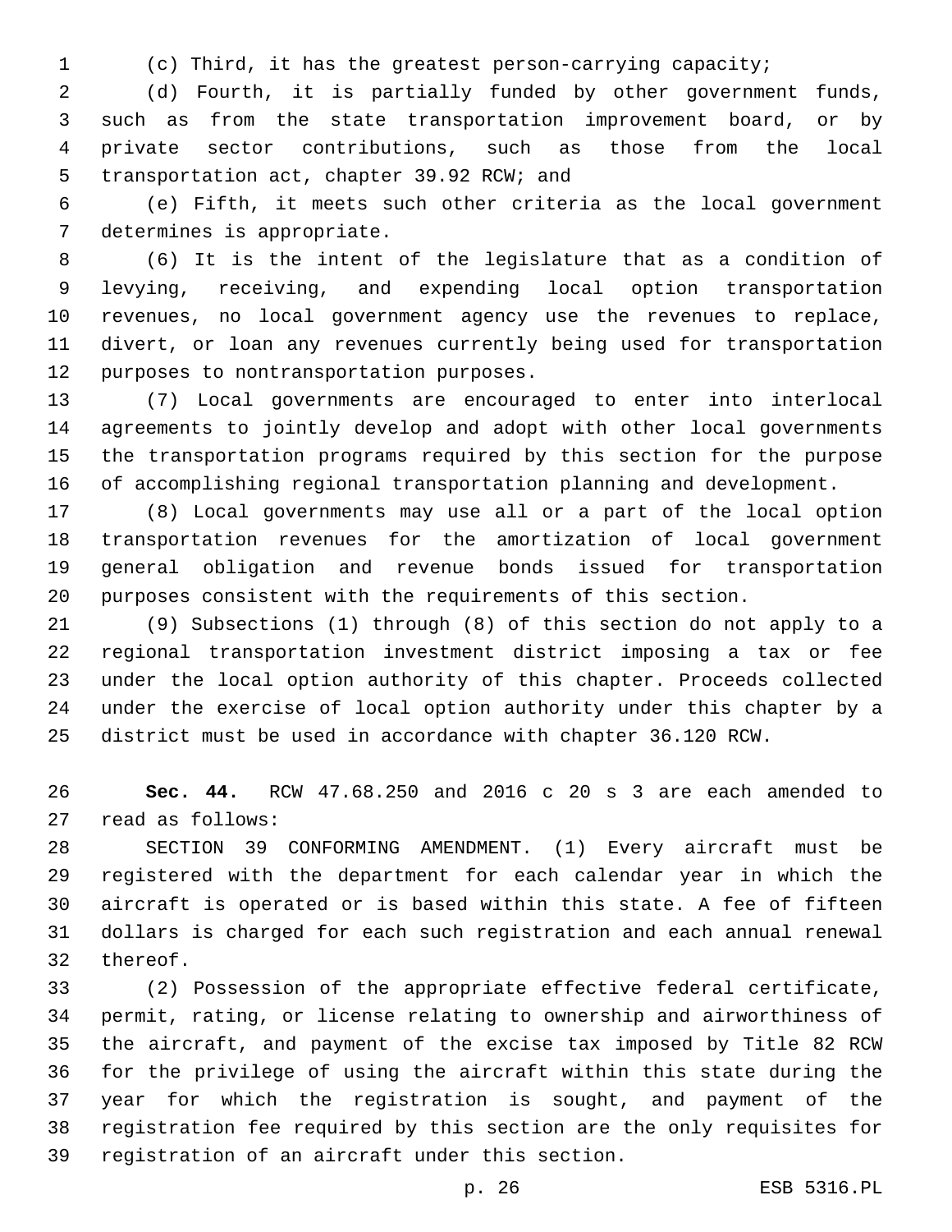(c) Third, it has the greatest person-carrying capacity;

(d) Fourth, it is partially funded by other government funds, such as from the state transportation improvement board, or by private sector contributions, such as those from the local transportation act, chapter 39.92 RCW; and

(e) Fifth, it meets such other criteria as the local government determines is appropriate.

(6) It is the intent of the legislature that as a condition of levying, receiving, and expending local option transportation revenues, no local government agency use the revenues to replace, divert, or loan any revenues currently being used for transportation purposes to nontransportation purposes.

(7) Local governments are encouraged to enter into interlocal agreements to jointly develop and adopt with other local governments the transportation programs required by this section for the purpose of accomplishing regional transportation planning and development.

(8) Local governments may use all or a part of the local option transportation revenues for the amortization of local government general obligation and revenue bonds issued for transportation purposes consistent with the requirements of this section.

(9) Subsections (1) through (8) of this section do not apply to a regional transportation investment district imposing a tax or fee under the local option authority of this chapter. Proceeds collected under the exercise of local option authority under this chapter by a district must be used in accordance with chapter 36.120 RCW.

**Sec. 44.** RCW 47.68.250 and 2016 c 20 s 3 are each amended to read as follows:

SECTION 39 CONFORMING AMENDMENT. (1) Every aircraft must be registered with the department for each calendar year in which the aircraft is operated or is based within this state. A fee of fifteen dollars is charged for each such registration and each annual renewal thereof.

(2) Possession of the appropriate effective federal certificate, permit, rating, or license relating to ownership and airworthiness of the aircraft, and payment of the excise tax imposed by Title 82 RCW for the privilege of using the aircraft within this state during the year for which the registration is sought, and payment of the registration fee required by this section are the only requisites for registration of an aircraft under this section.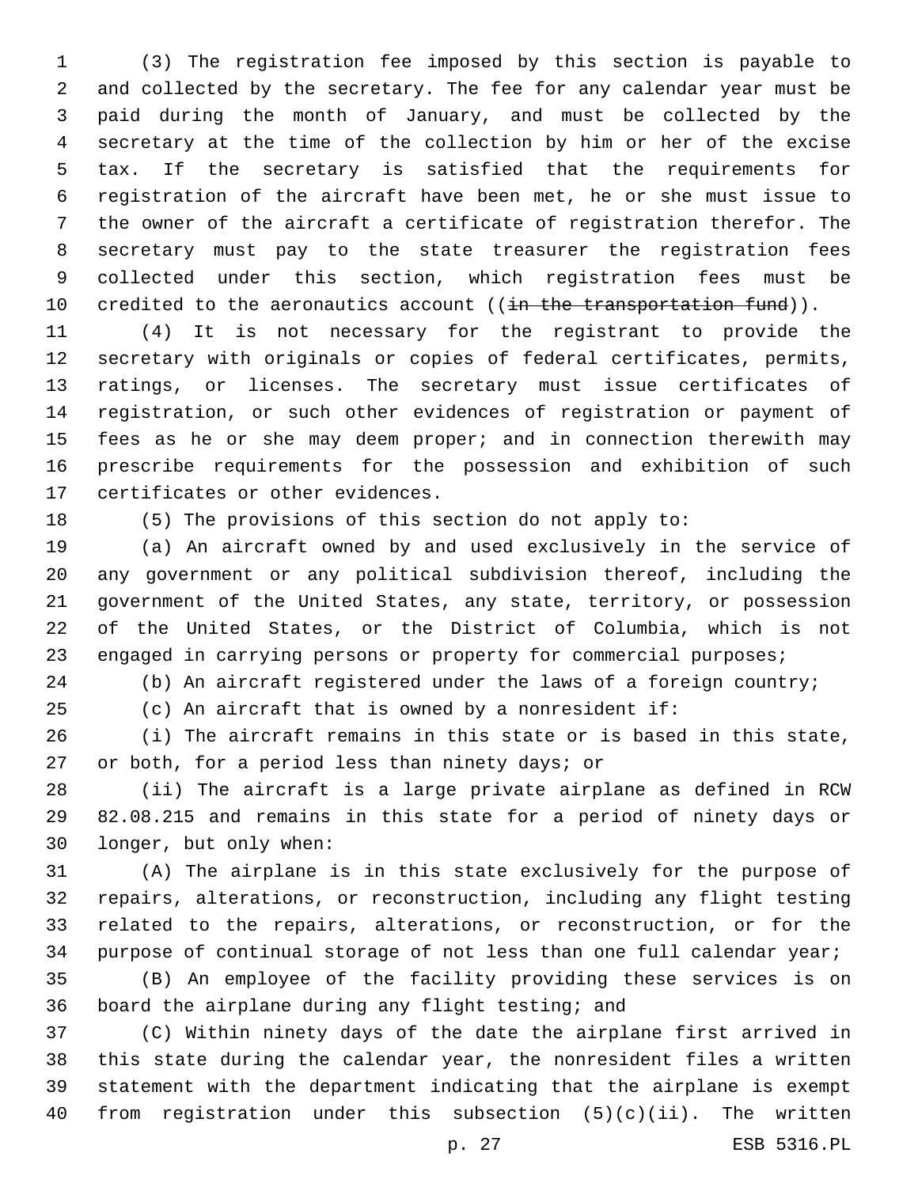(3) The registration fee imposed by this section is payable to and collected by the secretary. The fee for any calendar year must be paid during the month of January, and must be collected by the secretary at the time of the collection by him or her of the excise tax. If the secretary is satisfied that the requirements for registration of the aircraft have been met, he or she must issue to the owner of the aircraft a certificate of registration therefor. The secretary must pay to the state treasurer the registration fees collected under this section, which registration fees must be credited to the aeronautics account ((~~in the transportation fund~~)).

(4) It is not necessary for the registrant to provide the secretary with originals or copies of federal certificates, permits, ratings, or licenses. The secretary must issue certificates of registration, or such other evidences of registration or payment of fees as he or she may deem proper; and in connection therewith may prescribe requirements for the possession and exhibition of such certificates or other evidences.

(5) The provisions of this section do not apply to:

(a) An aircraft owned by and used exclusively in the service of any government or any political subdivision thereof, including the government of the United States, any state, territory, or possession of the United States, or the District of Columbia, which is not engaged in carrying persons or property for commercial purposes;

(b) An aircraft registered under the laws of a foreign country;

(c) An aircraft that is owned by a nonresident if:

(i) The aircraft remains in this state or is based in this state, or both, for a period less than ninety days; or

(ii) The aircraft is a large private airplane as defined in RCW 82.08.215 and remains in this state for a period of ninety days or longer, but only when:

(A) The airplane is in this state exclusively for the purpose of repairs, alterations, or reconstruction, including any flight testing related to the repairs, alterations, or reconstruction, or for the purpose of continual storage of not less than one full calendar year;

(B) An employee of the facility providing these services is on board the airplane during any flight testing; and

(C) Within ninety days of the date the airplane first arrived in this state during the calendar year, the nonresident files a written statement with the department indicating that the airplane is exempt from registration under this subsection (5)(c)(ii). The written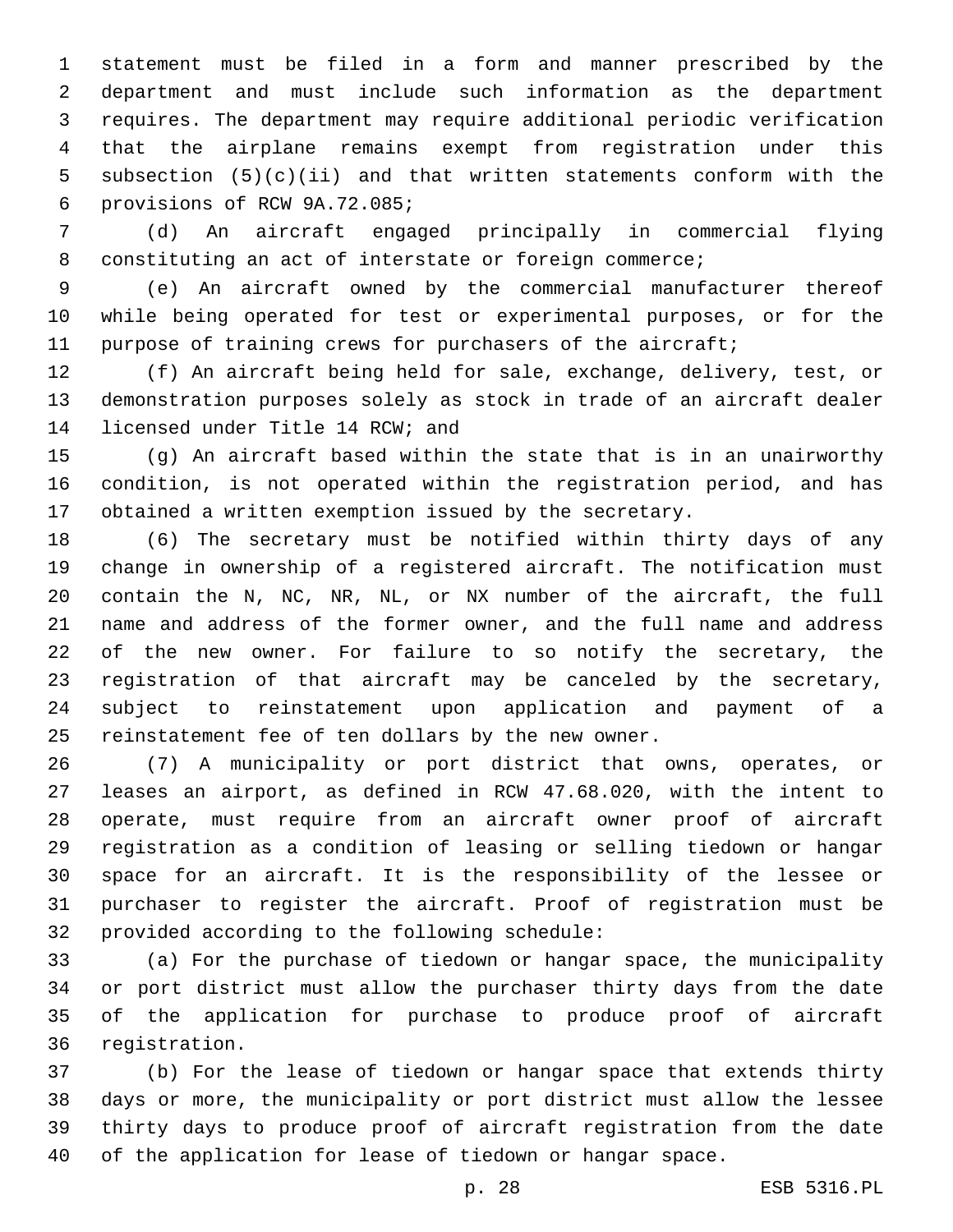statement must be filed in a form and manner prescribed by the department and must include such information as the department requires. The department may require additional periodic verification that the airplane remains exempt from registration under this subsection (5)(c)(ii) and that written statements conform with the provisions of RCW 9A.72.085;

(d) An aircraft engaged principally in commercial flying constituting an act of interstate or foreign commerce;

(e) An aircraft owned by the commercial manufacturer thereof while being operated for test or experimental purposes, or for the purpose of training crews for purchasers of the aircraft;

(f) An aircraft being held for sale, exchange, delivery, test, or demonstration purposes solely as stock in trade of an aircraft dealer licensed under Title 14 RCW; and

(g) An aircraft based within the state that is in an unairworthy condition, is not operated within the registration period, and has obtained a written exemption issued by the secretary.

(6) The secretary must be notified within thirty days of any change in ownership of a registered aircraft. The notification must contain the N, NC, NR, NL, or NX number of the aircraft, the full name and address of the former owner, and the full name and address of the new owner. For failure to so notify the secretary, the registration of that aircraft may be canceled by the secretary, subject to reinstatement upon application and payment of a reinstatement fee of ten dollars by the new owner.

(7) A municipality or port district that owns, operates, or leases an airport, as defined in RCW 47.68.020, with the intent to operate, must require from an aircraft owner proof of aircraft registration as a condition of leasing or selling tiedown or hangar space for an aircraft. It is the responsibility of the lessee or purchaser to register the aircraft. Proof of registration must be provided according to the following schedule:

(a) For the purchase of tiedown or hangar space, the municipality or port district must allow the purchaser thirty days from the date of the application for purchase to produce proof of aircraft registration.

(b) For the lease of tiedown or hangar space that extends thirty days or more, the municipality or port district must allow the lessee thirty days to produce proof of aircraft registration from the date of the application for lease of tiedown or hangar space.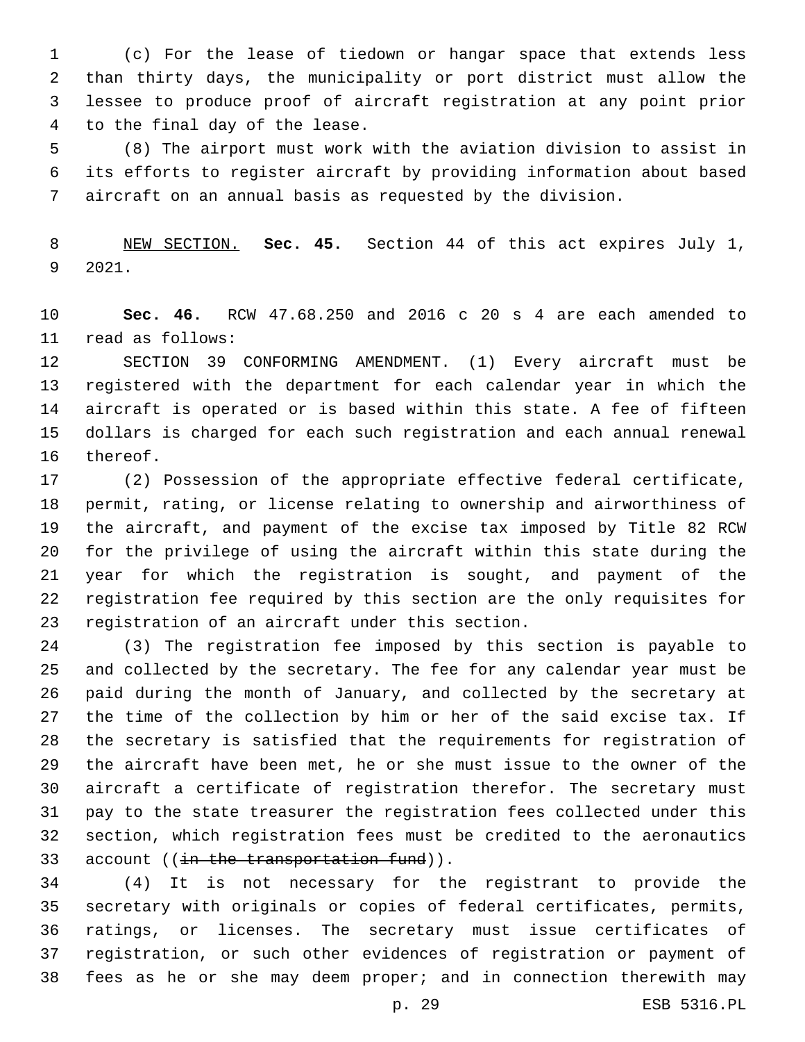(c) For the lease of tiedown or hangar space that extends less than thirty days, the municipality or port district must allow the lessee to produce proof of aircraft registration at any point prior to the final day of the lease.

(8) The airport must work with the aviation division to assist in its efforts to register aircraft by providing information about based aircraft on an annual basis as requested by the division.

NEW SECTION. **Sec. 45.** Section 44 of this act expires July 1, 2021.

**Sec. 46.** RCW 47.68.250 and 2016 c 20 s 4 are each amended to read as follows:

SECTION 39 CONFORMING AMENDMENT. (1) Every aircraft must be registered with the department for each calendar year in which the aircraft is operated or is based within this state. A fee of fifteen dollars is charged for each such registration and each annual renewal thereof.

(2) Possession of the appropriate effective federal certificate, permit, rating, or license relating to ownership and airworthiness of the aircraft, and payment of the excise tax imposed by Title 82 RCW for the privilege of using the aircraft within this state during the year for which the registration is sought, and payment of the registration fee required by this section are the only requisites for registration of an aircraft under this section.

(3) The registration fee imposed by this section is payable to and collected by the secretary. The fee for any calendar year must be paid during the month of January, and collected by the secretary at the time of the collection by him or her of the said excise tax. If the secretary is satisfied that the requirements for registration of the aircraft have been met, he or she must issue to the owner of the aircraft a certificate of registration therefor. The secretary must pay to the state treasurer the registration fees collected under this section, which registration fees must be credited to the aeronautics account ((~~in the transportation fund~~)).

(4) It is not necessary for the registrant to provide the secretary with originals or copies of federal certificates, permits, ratings, or licenses. The secretary must issue certificates of registration, or such other evidences of registration or payment of fees as he or she may deem proper; and in connection therewith may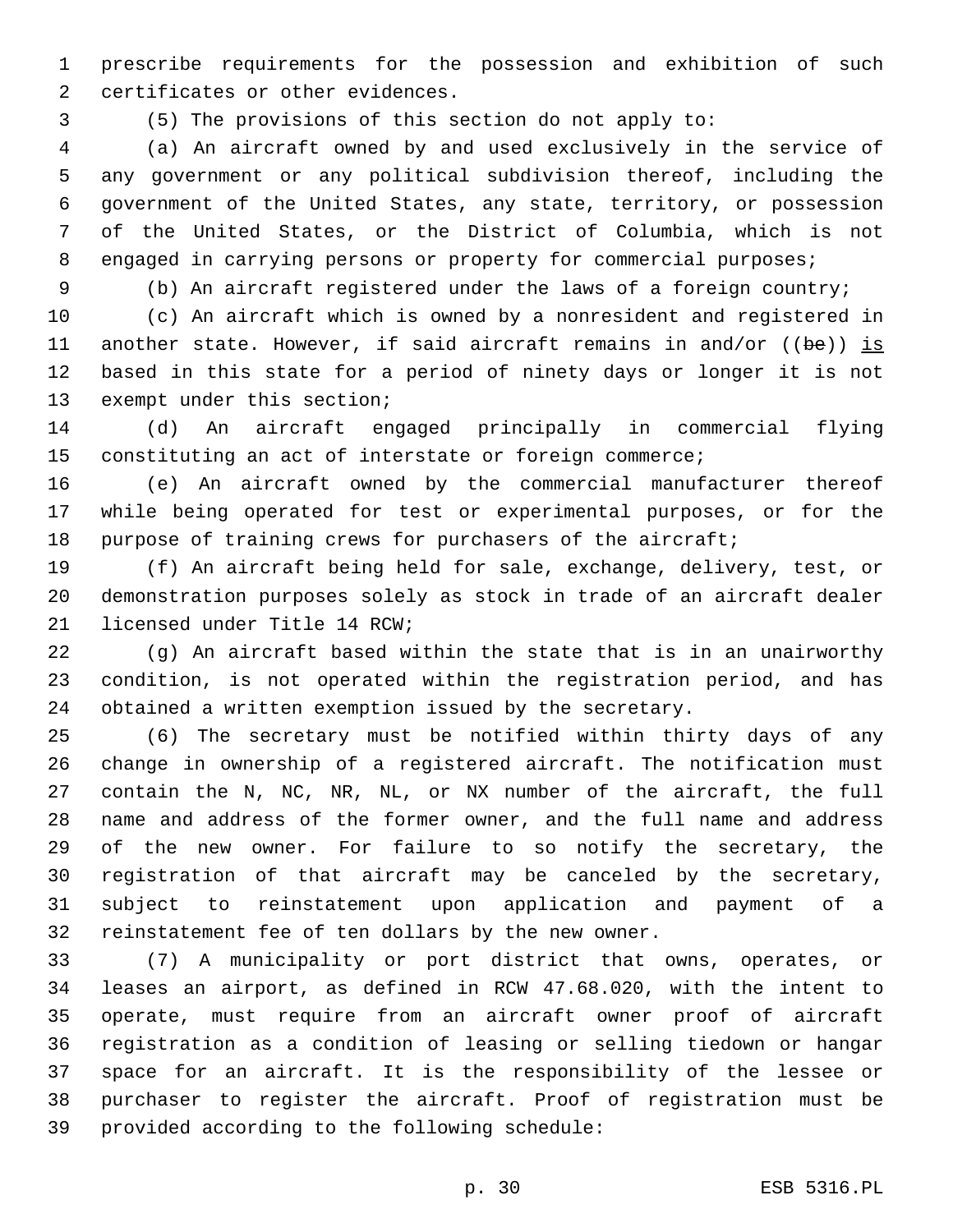prescribe requirements for the possession and exhibition of such certificates or other evidences.

(5) The provisions of this section do not apply to:

(a) An aircraft owned by and used exclusively in the service of any government or any political subdivision thereof, including the government of the United States, any state, territory, or possession of the United States, or the District of Columbia, which is not engaged in carrying persons or property for commercial purposes;

(b) An aircraft registered under the laws of a foreign country;

(c) An aircraft which is owned by a nonresident and registered in another state. However, if said aircraft remains in and/or ((~~be~~)) <u>is</u> based in this state for a period of ninety days or longer it is not exempt under this section;

(d) An aircraft engaged principally in commercial flying constituting an act of interstate or foreign commerce;

(e) An aircraft owned by the commercial manufacturer thereof while being operated for test or experimental purposes, or for the purpose of training crews for purchasers of the aircraft;

(f) An aircraft being held for sale, exchange, delivery, test, or demonstration purposes solely as stock in trade of an aircraft dealer licensed under Title 14 RCW;

(g) An aircraft based within the state that is in an unairworthy condition, is not operated within the registration period, and has obtained a written exemption issued by the secretary.

(6) The secretary must be notified within thirty days of any change in ownership of a registered aircraft. The notification must contain the N, NC, NR, NL, or NX number of the aircraft, the full name and address of the former owner, and the full name and address of the new owner. For failure to so notify the secretary, the registration of that aircraft may be canceled by the secretary, subject to reinstatement upon application and payment of a reinstatement fee of ten dollars by the new owner.

(7) A municipality or port district that owns, operates, or leases an airport, as defined in RCW 47.68.020, with the intent to operate, must require from an aircraft owner proof of aircraft registration as a condition of leasing or selling tiedown or hangar space for an aircraft. It is the responsibility of the lessee or purchaser to register the aircraft. Proof of registration must be provided according to the following schedule: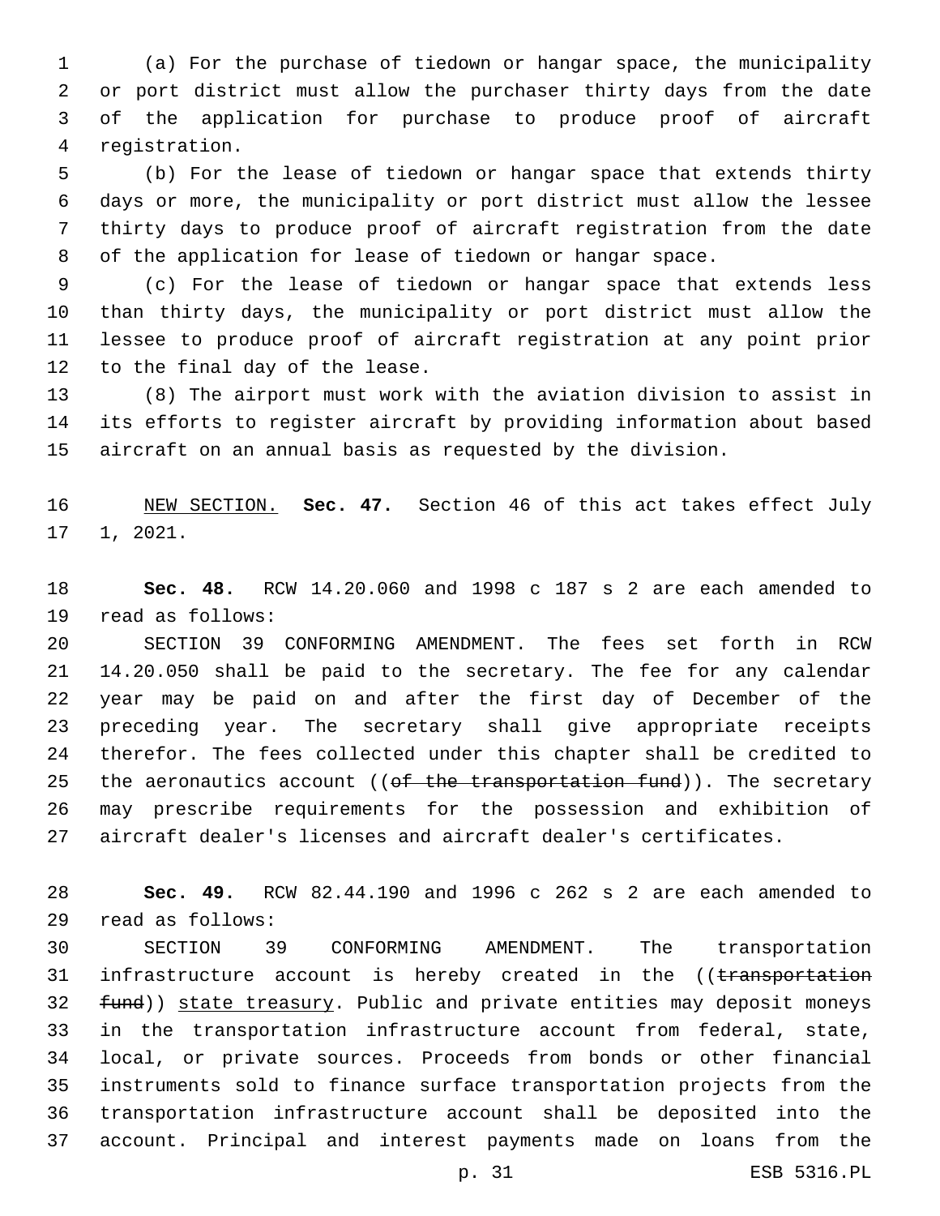(a) For the purchase of tiedown or hangar space, the municipality or port district must allow the purchaser thirty days from the date of the application for purchase to produce proof of aircraft registration.

(b) For the lease of tiedown or hangar space that extends thirty days or more, the municipality or port district must allow the lessee thirty days to produce proof of aircraft registration from the date of the application for lease of tiedown or hangar space.

(c) For the lease of tiedown or hangar space that extends less than thirty days, the municipality or port district must allow the lessee to produce proof of aircraft registration at any point prior to the final day of the lease.

(8) The airport must work with the aviation division to assist in its efforts to register aircraft by providing information about based aircraft on an annual basis as requested by the division.

NEW SECTION. **Sec. 47.** Section 46 of this act takes effect July 1, 2021.

**Sec. 48.** RCW 14.20.060 and 1998 c 187 s 2 are each amended to read as follows:

SECTION 39 CONFORMING AMENDMENT. The fees set forth in RCW 14.20.050 shall be paid to the secretary. The fee for any calendar year may be paid on and after the first day of December of the preceding year. The secretary shall give appropriate receipts therefor. The fees collected under this chapter shall be credited to the aeronautics account ((~~of the transportation fund~~)). The secretary may prescribe requirements for the possession and exhibition of aircraft dealer's licenses and aircraft dealer's certificates.

**Sec. 49.** RCW 82.44.190 and 1996 c 262 s 2 are each amended to read as follows:

SECTION 39 CONFORMING AMENDMENT. The transportation infrastructure account is hereby created in the ((~~transportation fund~~)) state treasury. Public and private entities may deposit moneys in the transportation infrastructure account from federal, state, local, or private sources. Proceeds from bonds or other financial instruments sold to finance surface transportation projects from the transportation infrastructure account shall be deposited into the account. Principal and interest payments made on loans from the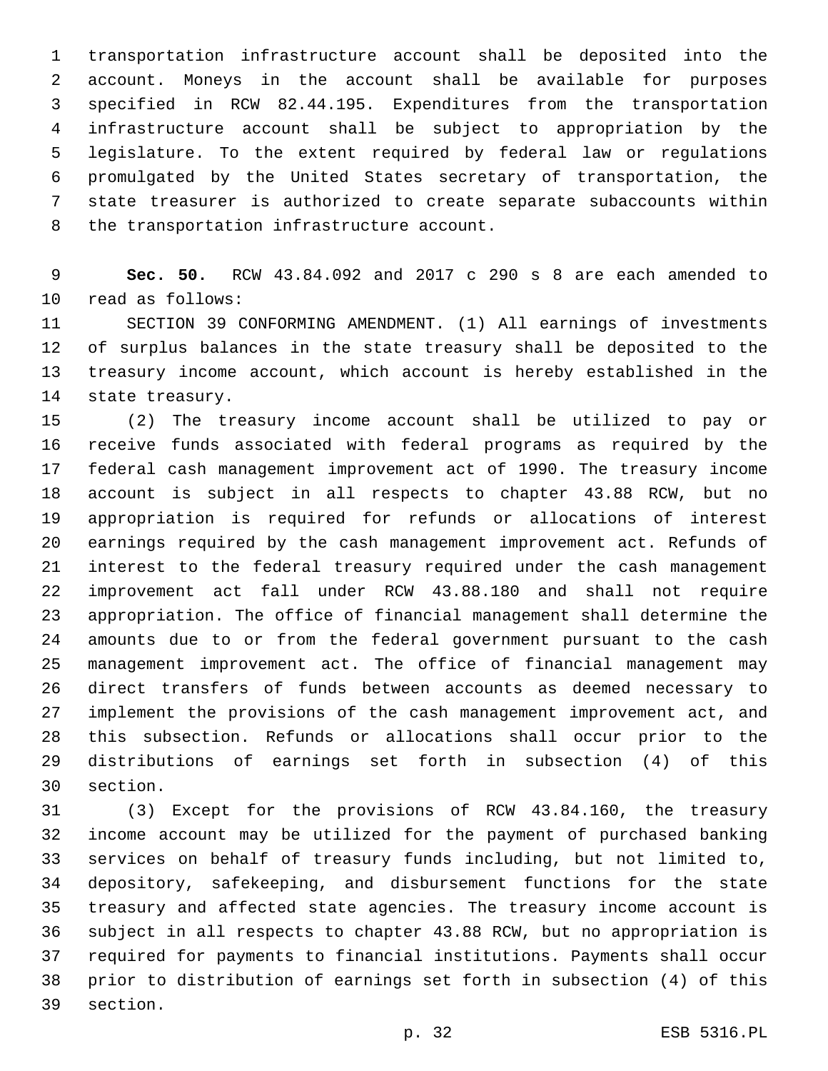transportation infrastructure account shall be deposited into the account. Moneys in the account shall be available for purposes specified in RCW 82.44.195. Expenditures from the transportation infrastructure account shall be subject to appropriation by the legislature. To the extent required by federal law or regulations promulgated by the United States secretary of transportation, the state treasurer is authorized to create separate subaccounts within the transportation infrastructure account.

**Sec. 50.** RCW 43.84.092 and 2017 c 290 s 8 are each amended to read as follows:

SECTION 39 CONFORMING AMENDMENT. (1) All earnings of investments of surplus balances in the state treasury shall be deposited to the treasury income account, which account is hereby established in the state treasury.

(2) The treasury income account shall be utilized to pay or receive funds associated with federal programs as required by the federal cash management improvement act of 1990. The treasury income account is subject in all respects to chapter 43.88 RCW, but no appropriation is required for refunds or allocations of interest earnings required by the cash management improvement act. Refunds of interest to the federal treasury required under the cash management improvement act fall under RCW 43.88.180 and shall not require appropriation. The office of financial management shall determine the amounts due to or from the federal government pursuant to the cash management improvement act. The office of financial management may direct transfers of funds between accounts as deemed necessary to implement the provisions of the cash management improvement act, and this subsection. Refunds or allocations shall occur prior to the distributions of earnings set forth in subsection (4) of this section.

(3) Except for the provisions of RCW 43.84.160, the treasury income account may be utilized for the payment of purchased banking services on behalf of treasury funds including, but not limited to, depository, safekeeping, and disbursement functions for the state treasury and affected state agencies. The treasury income account is subject in all respects to chapter 43.88 RCW, but no appropriation is required for payments to financial institutions. Payments shall occur prior to distribution of earnings set forth in subsection (4) of this section.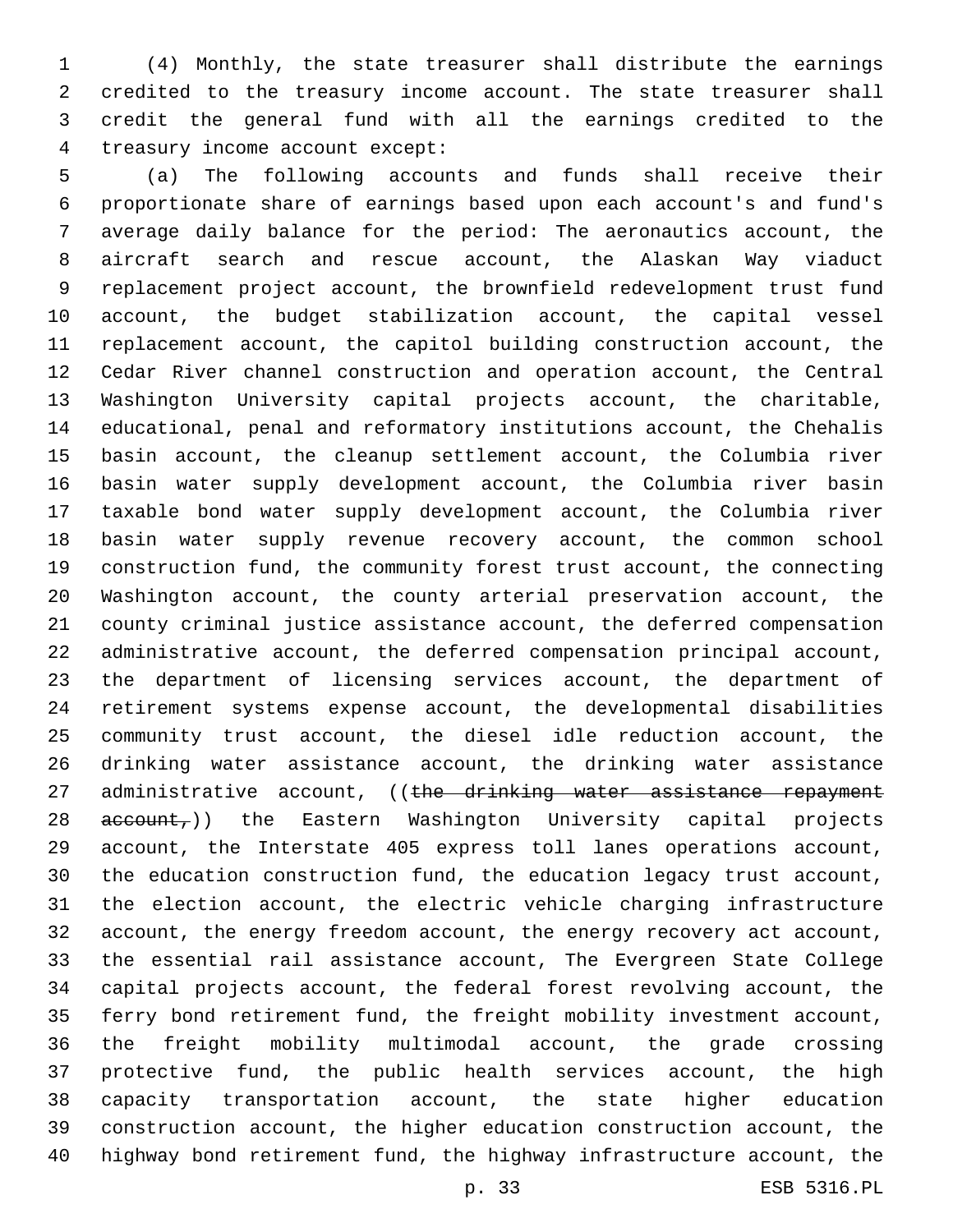(4) Monthly, the state treasurer shall distribute the earnings credited to the treasury income account. The state treasurer shall credit the general fund with all the earnings credited to the treasury income account except:

(a) The following accounts and funds shall receive their proportionate share of earnings based upon each account's and fund's average daily balance for the period: The aeronautics account, the aircraft search and rescue account, the Alaskan Way viaduct replacement project account, the brownfield redevelopment trust fund account, the budget stabilization account, the capital vessel replacement account, the capitol building construction account, the Cedar River channel construction and operation account, the Central Washington University capital projects account, the charitable, educational, penal and reformatory institutions account, the Chehalis basin account, the cleanup settlement account, the Columbia river basin water supply development account, the Columbia river basin taxable bond water supply development account, the Columbia river basin water supply revenue recovery account, the common school construction fund, the community forest trust account, the connecting Washington account, the county arterial preservation account, the county criminal justice assistance account, the deferred compensation administrative account, the deferred compensation principal account, the department of licensing services account, the department of retirement systems expense account, the developmental disabilities community trust account, the diesel idle reduction account, the drinking water assistance account, the drinking water assistance administrative account, ((~~the drinking water assistance repayment account,~~)) the Eastern Washington University capital projects account, the Interstate 405 express toll lanes operations account, the education construction fund, the education legacy trust account, the election account, the electric vehicle charging infrastructure account, the energy freedom account, the energy recovery act account, the essential rail assistance account, The Evergreen State College capital projects account, the federal forest revolving account, the ferry bond retirement fund, the freight mobility investment account, the freight mobility multimodal account, the grade crossing protective fund, the public health services account, the high capacity transportation account, the state higher education construction account, the higher education construction account, the highway bond retirement fund, the highway infrastructure account, the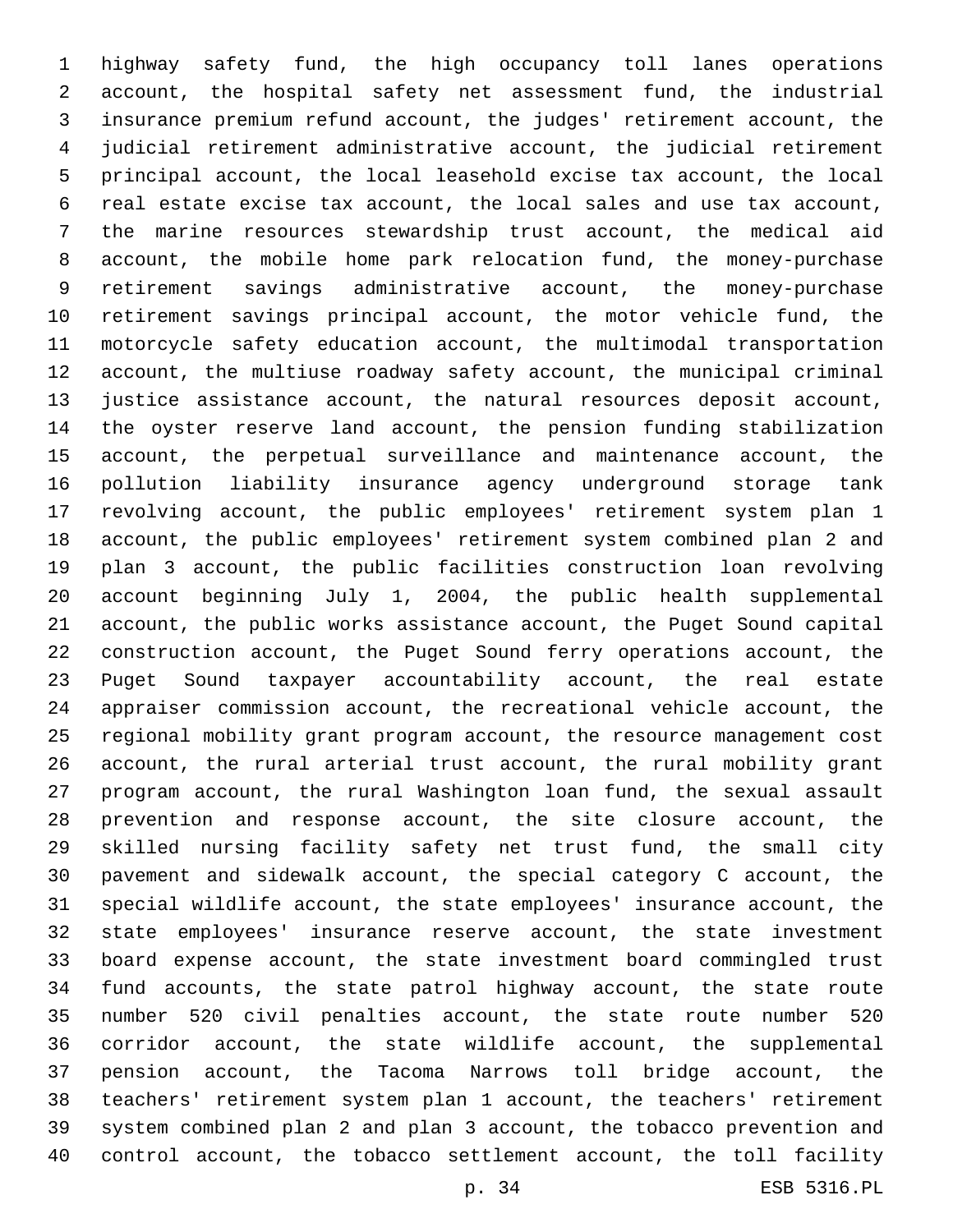highway safety fund, the high occupancy toll lanes operations account, the hospital safety net assessment fund, the industrial insurance premium refund account, the judges' retirement account, the judicial retirement administrative account, the judicial retirement principal account, the local leasehold excise tax account, the local real estate excise tax account, the local sales and use tax account, the marine resources stewardship trust account, the medical aid account, the mobile home park relocation fund, the money-purchase retirement savings administrative account, the money-purchase retirement savings principal account, the motor vehicle fund, the motorcycle safety education account, the multimodal transportation account, the multiuse roadway safety account, the municipal criminal justice assistance account, the natural resources deposit account, the oyster reserve land account, the pension funding stabilization account, the perpetual surveillance and maintenance account, the pollution liability insurance agency underground storage tank revolving account, the public employees' retirement system plan 1 account, the public employees' retirement system combined plan 2 and plan 3 account, the public facilities construction loan revolving account beginning July 1, 2004, the public health supplemental account, the public works assistance account, the Puget Sound capital construction account, the Puget Sound ferry operations account, the Puget Sound taxpayer accountability account, the real estate appraiser commission account, the recreational vehicle account, the regional mobility grant program account, the resource management cost account, the rural arterial trust account, the rural mobility grant program account, the rural Washington loan fund, the sexual assault prevention and response account, the site closure account, the skilled nursing facility safety net trust fund, the small city pavement and sidewalk account, the special category C account, the special wildlife account, the state employees' insurance account, the state employees' insurance reserve account, the state investment board expense account, the state investment board commingled trust fund accounts, the state patrol highway account, the state route number 520 civil penalties account, the state route number 520 corridor account, the state wildlife account, the supplemental pension account, the Tacoma Narrows toll bridge account, the teachers' retirement system plan 1 account, the teachers' retirement system combined plan 2 and plan 3 account, the tobacco prevention and control account, the tobacco settlement account, the toll facility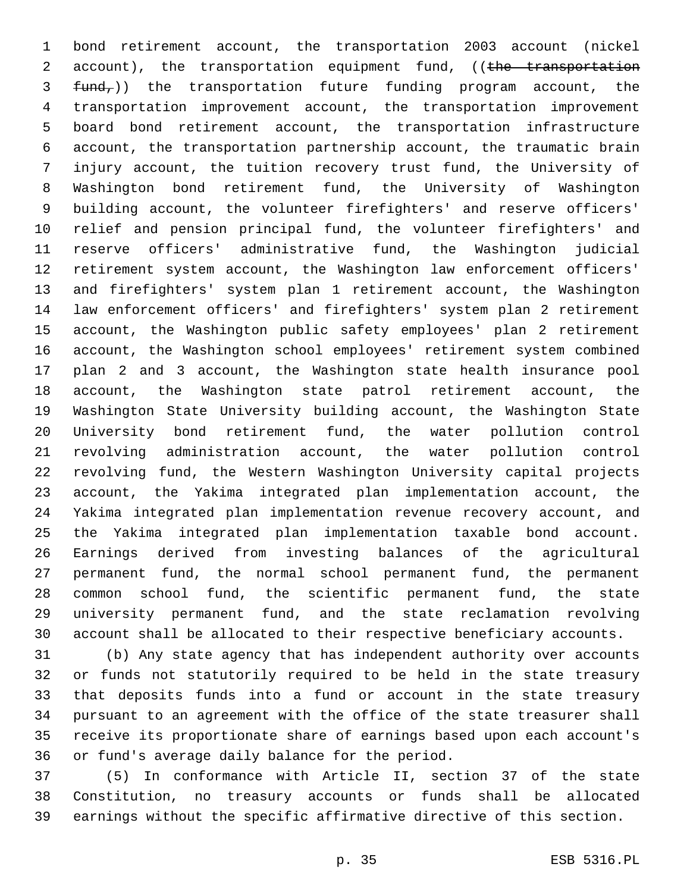bond retirement account, the transportation 2003 account (nickel account), the transportation equipment fund, ((~~the transportation fund,~~)) the transportation future funding program account, the transportation improvement account, the transportation improvement board bond retirement account, the transportation infrastructure account, the transportation partnership account, the traumatic brain injury account, the tuition recovery trust fund, the University of Washington bond retirement fund, the University of Washington building account, the volunteer firefighters' and reserve officers' relief and pension principal fund, the volunteer firefighters' and reserve officers' administrative fund, the Washington judicial retirement system account, the Washington law enforcement officers' and firefighters' system plan 1 retirement account, the Washington law enforcement officers' and firefighters' system plan 2 retirement account, the Washington public safety employees' plan 2 retirement account, the Washington school employees' retirement system combined plan 2 and 3 account, the Washington state health insurance pool account, the Washington state patrol retirement account, the Washington State University building account, the Washington State University bond retirement fund, the water pollution control revolving administration account, the water pollution control revolving fund, the Western Washington University capital projects account, the Yakima integrated plan implementation account, the Yakima integrated plan implementation revenue recovery account, and the Yakima integrated plan implementation taxable bond account. Earnings derived from investing balances of the agricultural permanent fund, the normal school permanent fund, the permanent common school fund, the scientific permanent fund, the state university permanent fund, and the state reclamation revolving account shall be allocated to their respective beneficiary accounts.

(b) Any state agency that has independent authority over accounts or funds not statutorily required to be held in the state treasury that deposits funds into a fund or account in the state treasury pursuant to an agreement with the office of the state treasurer shall receive its proportionate share of earnings based upon each account's or fund's average daily balance for the period.

(5) In conformance with Article II, section 37 of the state Constitution, no treasury accounts or funds shall be allocated earnings without the specific affirmative directive of this section.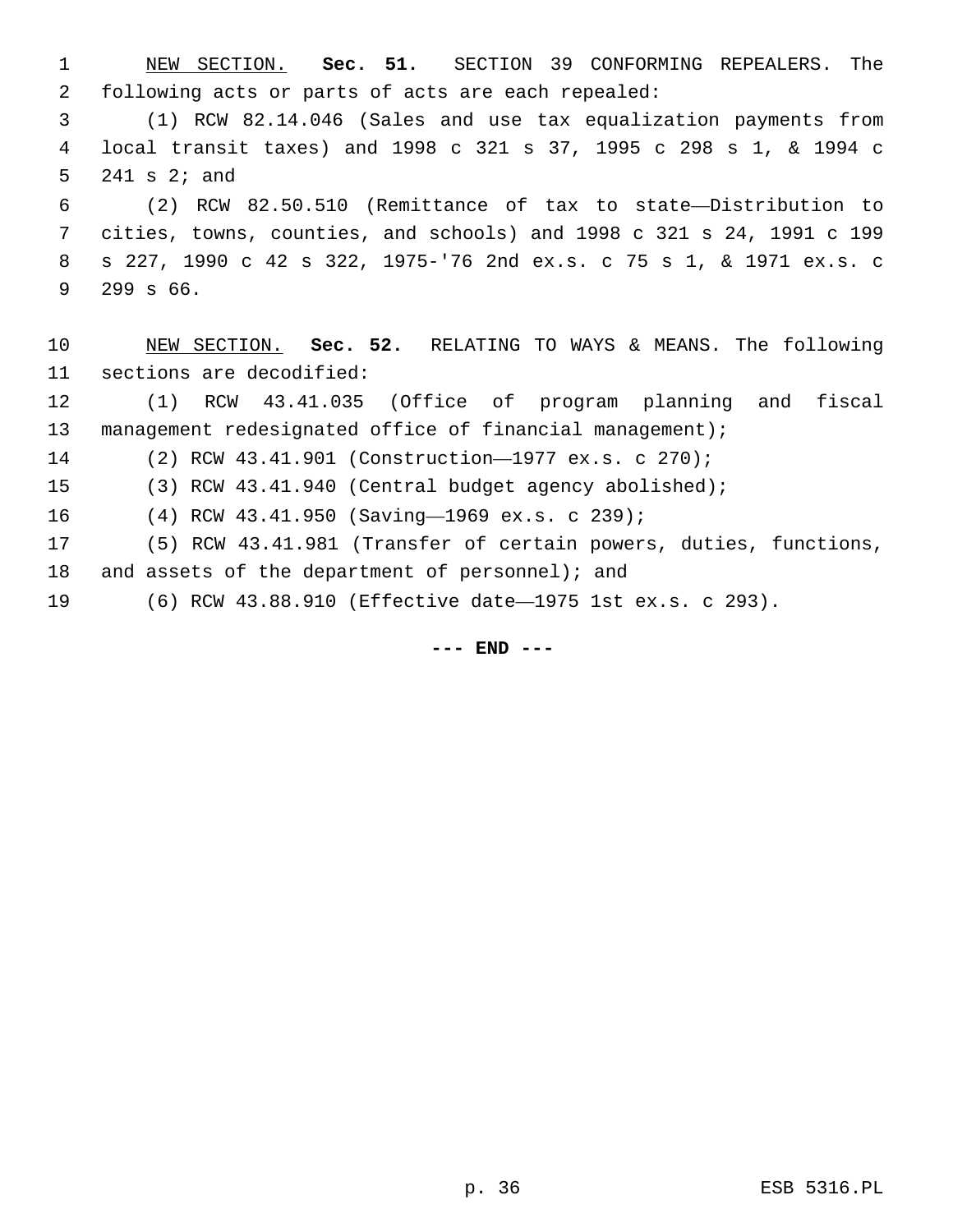NEW SECTION. **Sec. 51.** SECTION 39 CONFORMING REPEALERS. The following acts or parts of acts are each repealed:

(1) RCW 82.14.046 (Sales and use tax equalization payments from local transit taxes) and 1998 c 321 s 37, 1995 c 298 s 1, & 1994 c 241 s 2; and

(2) RCW 82.50.510 (Remittance of tax to state——Distribution to cities, towns, counties, and schools) and 1998 c 321 s 24, 1991 c 199 s 227, 1990 c 42 s 322, 1975-'76 2nd ex.s. c 75 s 1, & 1971 ex.s. c 299 s 66.

NEW SECTION. **Sec. 52.** RELATING TO WAYS & MEANS. The following sections are decodified:

(1) RCW 43.41.035 (Office of program planning and fiscal management redesignated office of financial management);

(2) RCW 43.41.901 (Construction——1977 ex.s. c 270);

(3) RCW 43.41.940 (Central budget agency abolished);

(4) RCW 43.41.950 (Saving——1969 ex.s. c 239);

(5) RCW 43.41.981 (Transfer of certain powers, duties, functions, and assets of the department of personnel); and

(6) RCW 43.88.910 (Effective date——1975 1st ex.s. c 293).

**--- END ---**